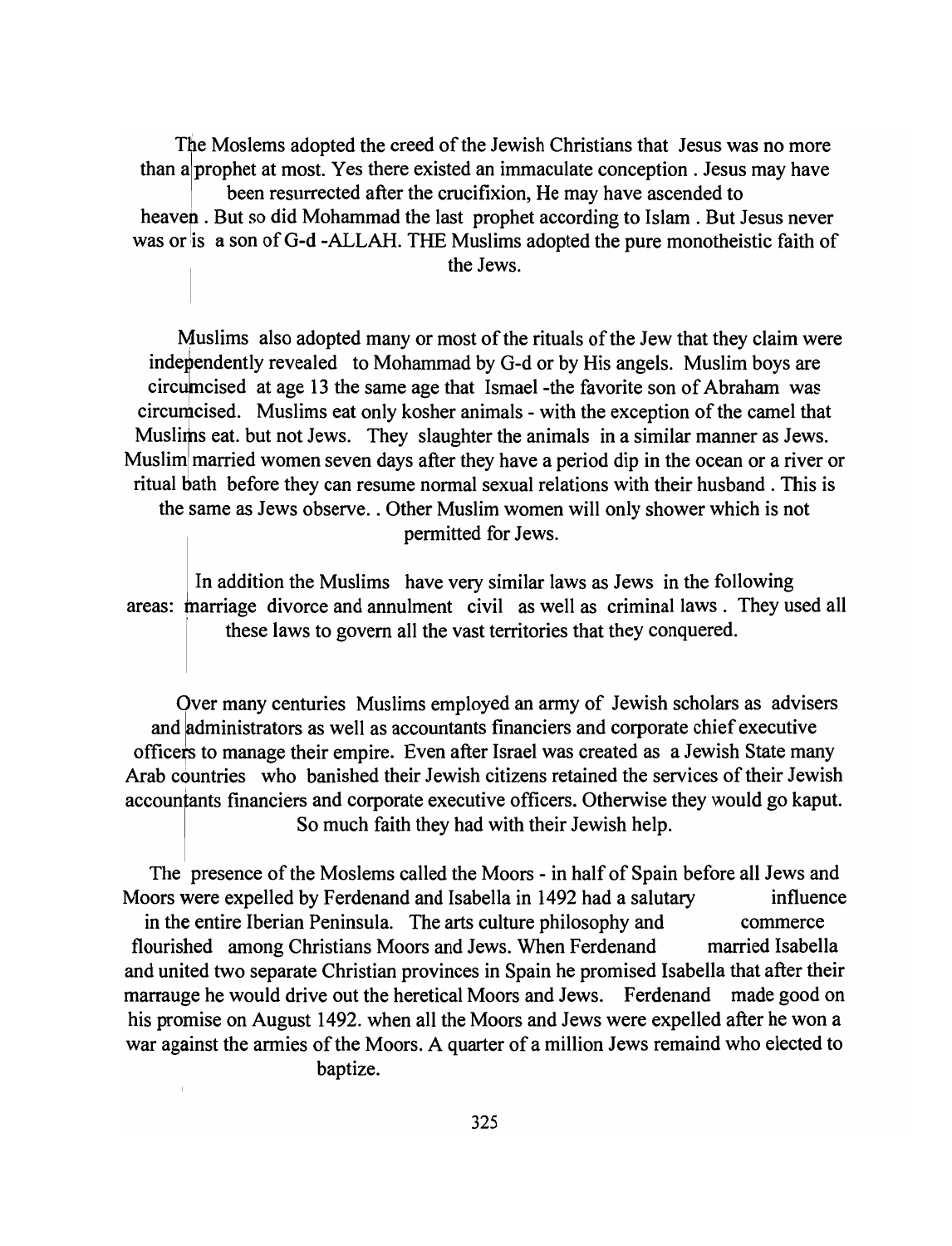The Moslems adopted the creed of the Jewish Christians that Jesus was no more than a prophet at most. Yes there existed an immaculate conception . Jesus may have been resurrected after the crucifixion, He may have ascended to heaven . But so did Mohammad the last prophet according to Islam . But Jesus never was or is a son of G-d -ALLAH. THE Muslims adopted the pure monotheistic faith of the Jews.

Muslims also adopted many or most of the rituals of the Jew that they claim were independently revealed to Mohammad by G-d or by His angels. Muslim boys are circumcised at age 13 the same age that Ismael -the favorite son of Abraham was circumcised. Muslims eat only kosher animals - with the exception of the camel that Muslims eat. but not Jews. They slaughter the animals in a similar manner as Jews. Muslim married women seven days after they have a period dip in the ocean or a river or ritual bath before they can resume normal sexual relations with their husband . This is the same as Jews observe. . Other Muslim women will only shower which is not permitted for Jews.

In addition the Muslims have very similar laws as Jews in the following areas: marriage divorce and annulment civil as well as criminal laws . They used all these laws to govern all the vast territories that they conquered.

Over many centuries Muslims employed an army of Jewish scholars as advisers and administrators as well as accountants financiers and corporate chief executive officers to manage their empire. Even after Israel was created as a Jewish State many Arab countries who banished their Jewish citizens retained the services of their Jewish accountants financiers and corporate executive officers. Otherwise they would go kaput. So much faith they had with their Jewish help.

The presence of the Moslems called the Moors - in half of Spain before all Jews and Moors were expelled by Ferdenand and Isabella in 1492 had a salutary influence in the entire Iberian Peninsula. The arts culture philosophy and commerce flourished among Christians Moors and Jews. When Ferdenand married Isabella and united two separate Christian provinces in Spain he promised Isabella that after their marrauge he would drive out the heretical Moors and Jews. Ferdenand made good on his promise on August 1492. when all the Moors and Jews were expelled after he won a war against the armies of the Moors. A quarter of a million Jews remaind who elected to baptize.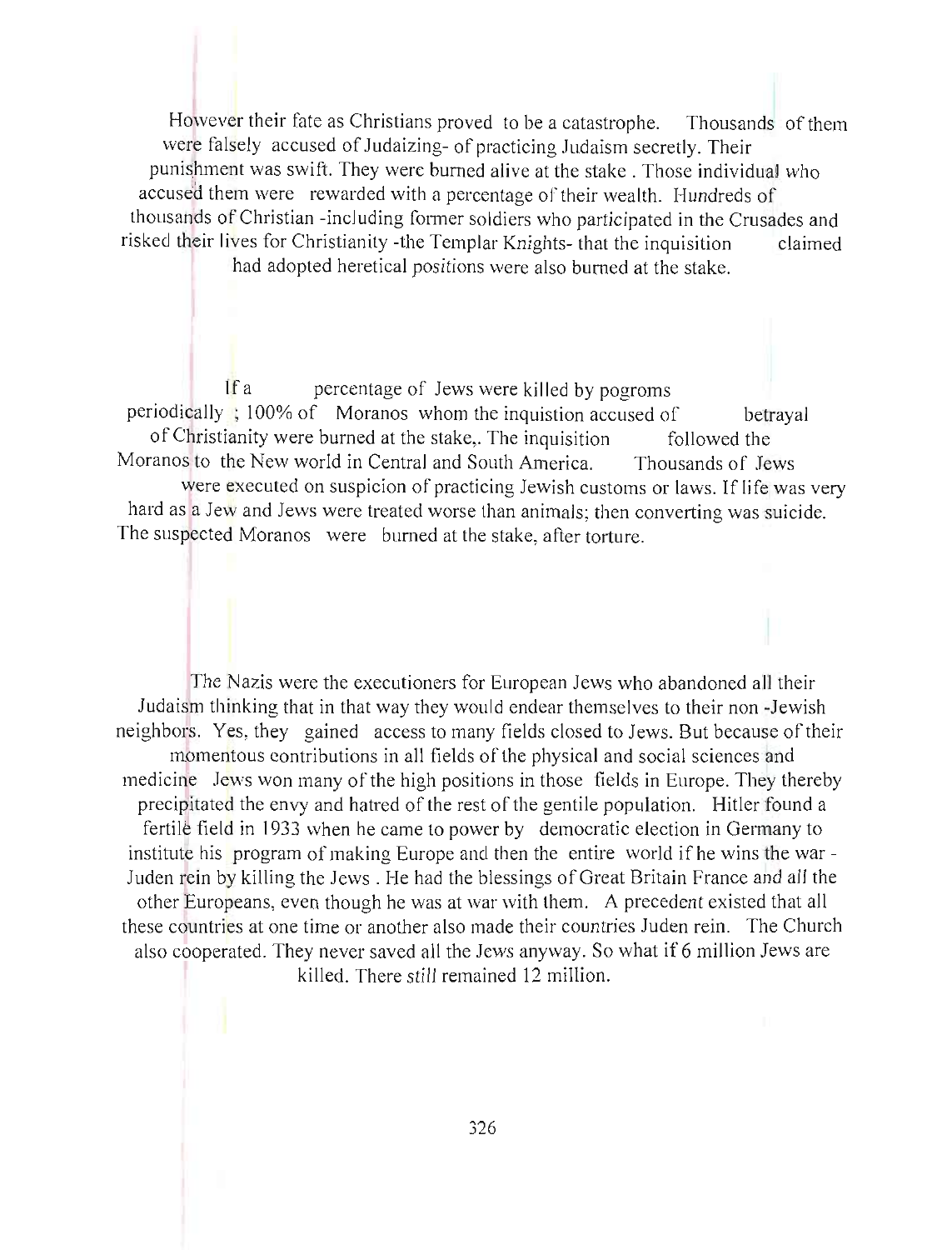However their fate as Christians proved to be a catastrophe. Thousands of them were falsely accused of Judaizing- of practicing Judaism secretly. Their punishment was swift. They were burned alive at the stake . Those individual who accused them were rewarded with a percentage of their wealth. Hundreds of thousands of Christian -including former soldiers who participated in the Crusades and risked their lives for Christianity -the Templar Knights- that the inquisition claimed had adopted heretical positions were also burned at the stake.

If a percentage of Jews were killed by pogroms periodically ; 100% of Moranos whom the inquistion accused of betrayal of Christianity were burned at the stake,. The inquisition followed the Moranos to the New world in Central and South America. Thousands of Jews were executed on suspicion of practicing Jewish customs or laws. If life was very hard as a Jew and Jews were treated worse than animals; then converting was suicide. The suspected Moranos were burned at the stake, after torture.

The Nazis were the executioners for European Jews who abandoned all their Judaism thinking that in that way they would endear themselves to their non -Jewish neighbors. Yes, they gained access to many fields closed to Jews. But because of their momentous contributions in all fields of the physical and social sciences and medicine Jews won many of the high positions in those fields in Europe. They thereby precipitated the envy and hatred of the rest of the gentile population. Hitler found a fertile field in 1933 when he came to power by democratic election in Germany to institute his program of making Europe and then the entire world if he wins the war - Juden rein by killing the Jews . He had the blessings of Great Britain France and all the other Europeans, even though he was at war with them. A precedent existed that all these countries at one time or another also made their countries Juden rein. The Church also cooperated. They never saved all the Jews anyway. So what if 6 million Jews are killed. There *still* remained 12 million.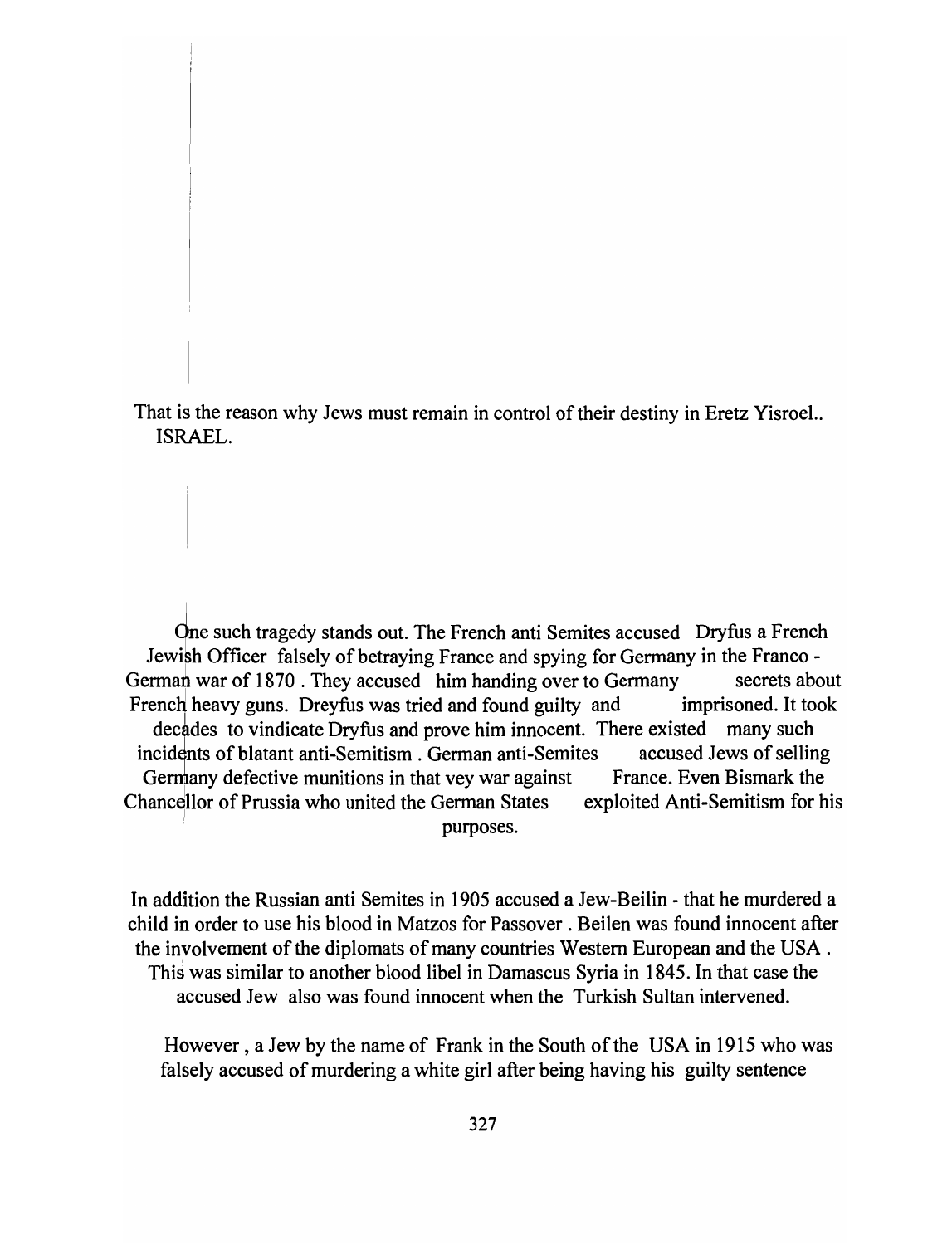That is the reason why Jews must remain in control of their destiny in Eretz Yisroel.. ISRAEL.

One such tragedy stands out. The French anti Semites accused Dryfus a French Jewish Officer falsely of betraying France and spying for Germany in the Franco - German war of 1870 . They accused him handing over to Germany secrets about French heavy guns. Dreyfus was tried and found guilty and imprisoned. It took decades to vindicate Dryfus and prove him innocent. There existed many such incidents of blatant anti-Semitism . German anti-Semites accused Jews of selling Germany defective munitions in that vey war against France. Even Bismark the Chancellor of Prussia who united the German States exploited Anti-Semitism for his purposes.

In addition the Russian anti Semites in 1905 accused a Jew-Beilin - that he murdered a child in order to use his blood in Matzos for Passover . Beilen was found innocent after the involvement of the diplomats of many countries Western European and the USA . This was similar to another blood libel in Damascus Syria in 1845. In that case the accused Jew also was found innocent when the Turkish Sultan intervened.

However , a Jew by the name of Frank in the South of the USA in 1915 who was falsely accused of murdering a white girl after being having his guilty sentence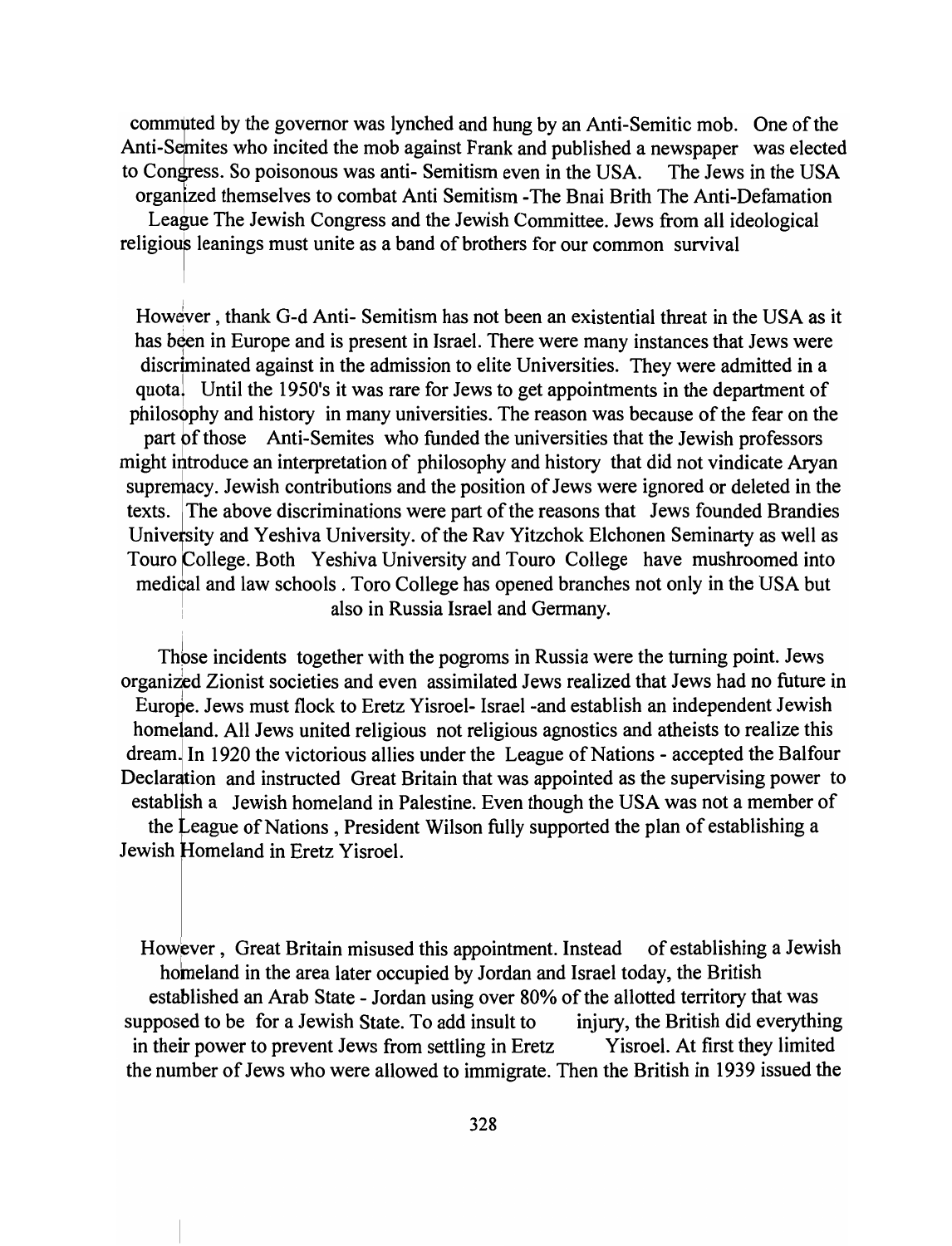commuted by the governor was lynched and hung by an Anti-Semitic mob. One of the Anti-Semites who incited the mob against Frank and published a newspaper was elected to Congress. So poisonous was anti- Semitism even in the USA. The Jews in the USA organized themselves to combat Anti Semitism -The Bnai Brith The Anti-Defamation League The Jewish Congress and the Jewish Committee. Jews from all ideological religious leanings must unite as a band of brothers for our common survival

However , thank G-d Anti- Semitism has not been an existential threat in the USA as it has been in Europe and is present in Israel. There were many instances that Jews were discriminated against in the admission to elite Universities. They were admitted in a quota. Until the 1950's it was rare for Jews to get appointments in the department of philosophy and history in many universities. The reason was because of the fear on the part of those Anti-Semites who funded the universities that the Jewish professors might introduce an interpretation of philosophy and history that did not vindicate Aryan supremacy. Jewish contributions and the position of Jews were ignored or deleted in the texts. The above discriminations were part of the reasons that Jews founded Brandies University and Yeshiva University. of the Rav Yitzchok Elchonen Seminarty as well as Touro College. Both Yeshiva University and Touro College have mushroomed into medical and law schools . Toro College has opened branches not only in the USA but also in Russia Israel and Germany.

Those incidents together with the pogroms in Russia were the turning point. Jews organized Zionist societies and even assimilated Jews realized that Jews had no future in Europe. Jews must flock to Eretz Yisroel- Israel -and establish an independent Jewish homeland. All Jews united religious not religious agnostics and atheists to realize this dream. In 1920 the victorious allies under the League of Nations - accepted the Balfour Declaration and instructed Great Britain that was appointed as the supervising power to establish a Jewish homeland in Palestine. Even though the USA was not a member of the League of Nations , President Wilson fully supported the plan of establishing a Jewish Homeland in Eretz Yisroel.

However , Great Britain misused this appointment. Instead of establishing a Jewish homeland in the area later occupied by Jordan and Israel today, the British established an Arab State - Jordan using over 80% of the allotted territory that was supposed to be for a Jewish State. To add insult to injury, the British did everything in their power to prevent Jews from settling in Eretz Yisroel. At first they limited the number of Jews who were allowed to immigrate. Then the British in 1939 issued the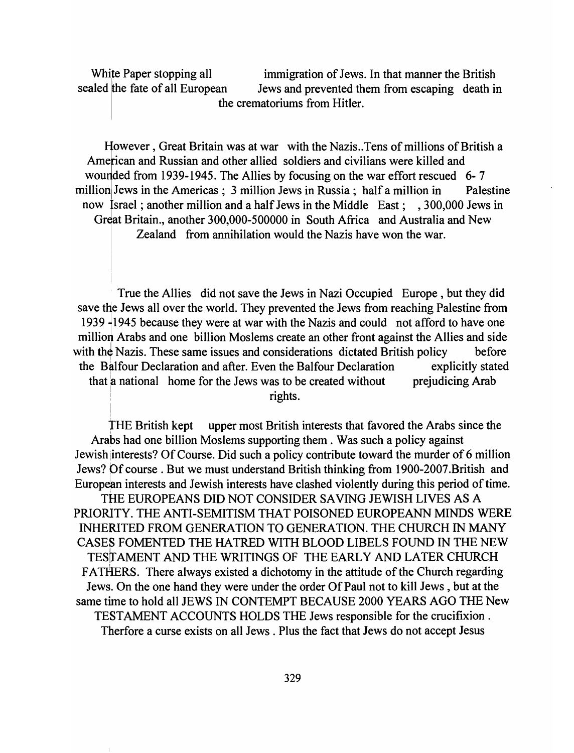White Paper stopping all immigration of Jews. In that manner the British sealed the fate of all European Jews and prevented them from escaping death in the crematoriums from Hitler.

However , Great Britain was at war with the Nazis..Tens of millions of British a American and Russian and other allied soldiers and civilians were killed and wounded from 1939-1945. The Allies by focusing on the war effort rescued 6- 7 million Jews in the Americas ; 3 million Jews in Russia ; half a million in Palestine now Israel ; another million and a half Jews in the Middle East ; , 300,000 Jews in Great Britain., another 300,000-500000 in South Africa and Australia and New Zealand from annihilation would the Nazis have won the war.

True the Allies did not save the Jews in Nazi Occupied Europe , but they did save the Jews all over the world. They prevented the Jews from reaching Palestine from 1939 -1945 because they were at war with the Nazis and could not afford to have one million Arabs and one billion Moslems create an other front against the Allies and side with the Nazis. These same issues and considerations dictated British policy before the Balfour Declaration and after. Even the Balfour Declaration explicitly stated that a national home for the Jews was to be created without prejudicing Arab rights.

THE British kept upper most British interests that favored the Arabs since the Arabs had one billion Moslems supporting them . Was such a policy against Jewish interests? Of Course. Did such a policy contribute toward the murder of 6 million Jews? Of course . But we must understand British thinking from 1900-2007.British and European interests and Jewish interests have clashed violently during this period of time. THE EUROPEANS DID NOT CONSIDER SAVING JEWISH LIVES AS A PRIORITY. THE ANTI-SEMITISM THAT POISONED EUROPEANN MINDS WERE INHERITED FROM GENERATION TO GENERATION. THE CHURCH IN MANY CASES FOMENTED THE HATRED WITH BLOOD LIBELS FOUND IN THE NEW TESTAMENT AND THE WRITINGS OF THE EARLY AND LATER CHURCH FATHERS. There always existed a dichotomy in the attitude of the Church regarding Jews. On the one hand they were under the order Of Paul not to kill Jews , but at the same time to hold all JEWS IN CONTEMPT BECAUSE 2000 YEARS AGO THE New TESTAMENT ACCOUNTS HOLDS THE Jews responsible for the crucifixion . Therfore a curse exists on all Jews . Plus the fact that Jews do not accept Jesus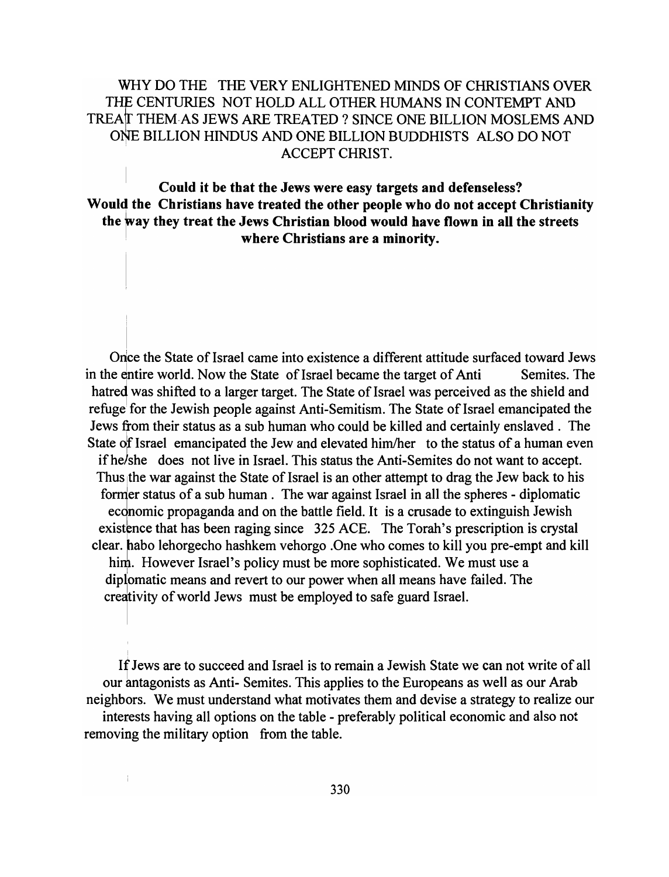WHY DO THE THE VERY ENLIGHTENED MINDS OF CHRISTIANS OVER THE CENTURIES NOT HOLD ALL OTHER HUMANS IN CONTEMPT AND TREAT THEM AS JEWS ARE TREATED ? SINCE ONE BILLION MOSLEMS AND ONE BILLION HINDUS AND ONE BILLION BUDDHISTS ALSO DO NOT ACCEPT CHRIST.

**Could it be that the Jews were easy targets and defenseless? Would the Christians have treated the other people who do not accept Christianity the way they treat the Jews Christian blood would have flown in all the streets where Christians are a minority.**

Once the State of Israel came into existence a different attitude surfaced toward Jews in the entire world. Now the State of Israel became the target of Anti Semites. The hatred was shifted to a larger target. The State of Israel was perceived as the shield and refuge for the Jewish people against Anti-Semitism. The State of Israel emancipated the Jews from their status as a sub human who could be killed and certainly enslaved . The State of Israel emancipated the Jew and elevated him/her to the status of a human even if he/she does not live in Israel. This status the Anti-Semites do not want to accept. Thus the war against the State of Israel is an other attempt to drag the Jew back to his former status of a sub human . The war against Israel in all the spheres - diplomatic economic propaganda and on the battle field. It is a crusade to extinguish Jewish existence that has been raging since 325 ACE. The Torah's prescription is crystal clear. habo lehorgecho hashkem vehorgo .One who comes to kill you pre-empt and kill him. However Israel's policy must be more sophisticated. We must use a diplomatic means and revert to our power when all means have failed. The creativity of world Jews must be employed to safe guard Israel.

If Jews are to succeed and Israel is to remain a Jewish State we can not write of all our antagonists as Anti- Semites. This applies to the Europeans as well as our Arab neighbors. We must understand what motivates them and devise a strategy to realize our interests having all options on the table - preferably political economic and also not removing the military option from the table.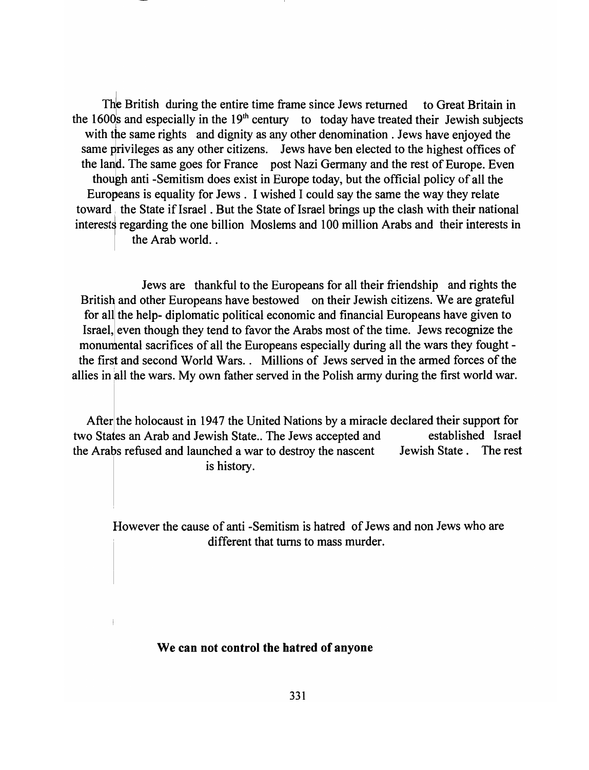The British during the entire time frame since Jews returned to Great Britain in the 1600s and especially in the 19th century to today have treated their Jewish subjects with the same rights and dignity as any other denomination . Jews have enjoyed the same privileges as any other citizens. Jews have ben elected to the highest offices of the land. The same goes for France post Nazi Germany and the rest of Europe. Even though anti -Semitism does exist in Europe today, but the official policy of all the Europeans is equality for Jews . I wished I could say the same the way they relate toward the State if Israel . But the State of Israel brings up the clash with their national interests regarding the one billion Moslems and 100 million Arabs and their interests in the Arab world. .

Jews are thankful to the Europeans for all their friendship and rights the British and other Europeans have bestowed on their Jewish citizens. We are grateful for all the help- diplomatic political economic and financial Europeans have given to Israel, even though they tend to favor the Arabs most of the time. Jews recognize the monumental sacrifices of all the Europeans especially during all the wars they fought - the first and second World Wars. . Millions of Jews served in the armed forces of the allies in all the wars. My own father served in the Polish army during the first world war.

After the holocaust in 1947 the United Nations by a miracle declared their support for two States an Arab and Jewish State.. The Jews accepted and established Israel the Arabs refused and launched a war to destroy the nascent Jewish State . The rest is history.

However the cause of anti -Semitism is hatred of Jews and non Jews who are different that turns to mass murder.

**We can not control the hatred of anyone**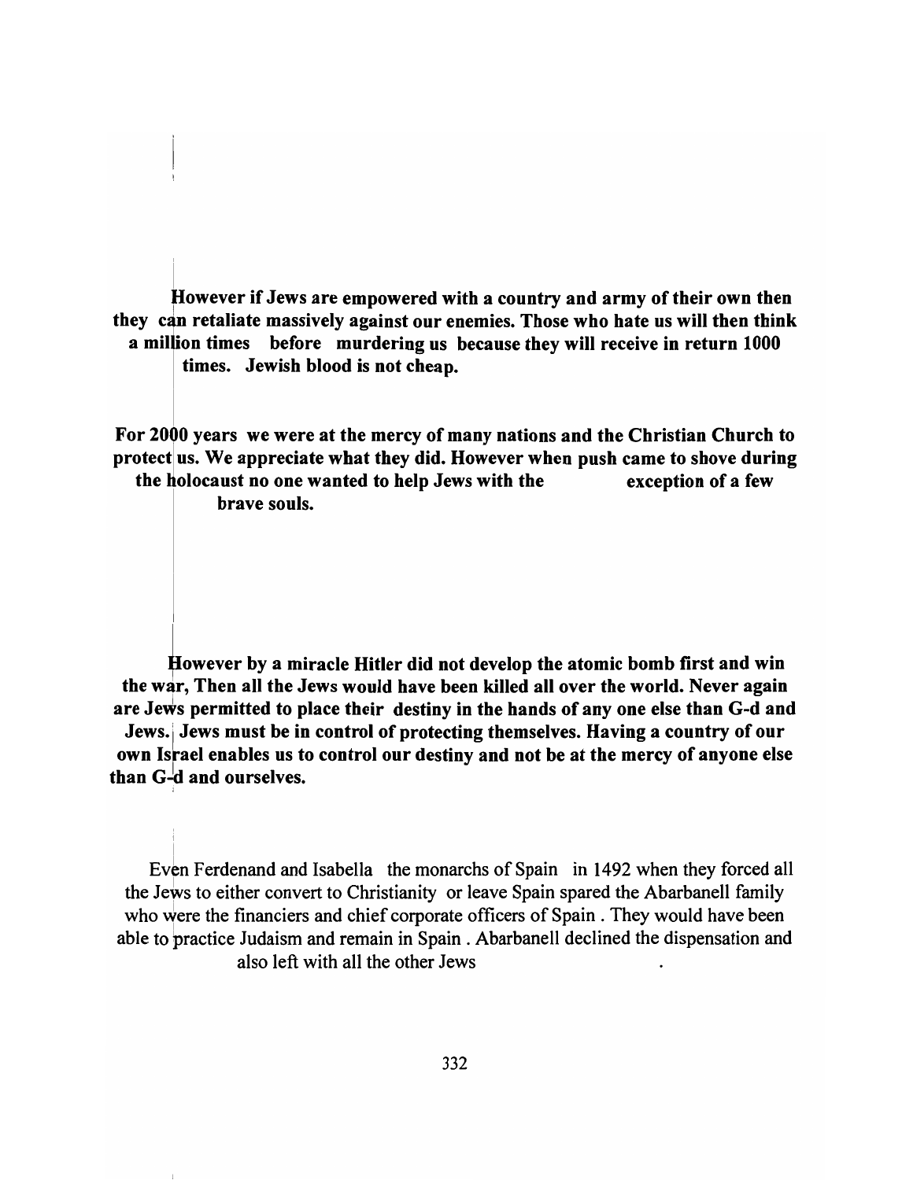**However if Jews are empowered with a country and army of their own then they can retaliate massively against our enemies. Those who hate us will then think a million times before murdering us because they will receive in return 1000 times. Jewish blood is not cheap.**

**For 2000 years we were at the mercy of many nations and the Christian Church to protect us. We appreciate what they did. However when push came to shove during the holocaust no one wanted to help Jews with the exception of a few brave souls.**

**However by a miracle Hitler did not develop the atomic bomb first and win the war, Then all the Jews would have been killed all over the world. Never again are Jews permitted to place their destiny in the hands of any one else than G-d and Jews. Jews must be in control of protecting themselves. Having a country of our own Israel enables us to control our destiny and not be at the mercy of anyone else than G-d and ourselves.**

Even Ferdenand and Isabella the monarchs of Spain in 1492 when they forced all the Jews to either convert to Christianity or leave Spain spared the Abarbanell family who were the financiers and chief corporate officers of Spain . They would have been able to practice Judaism and remain in Spain . Abarbanell declined the dispensation and also left with all the other Jews .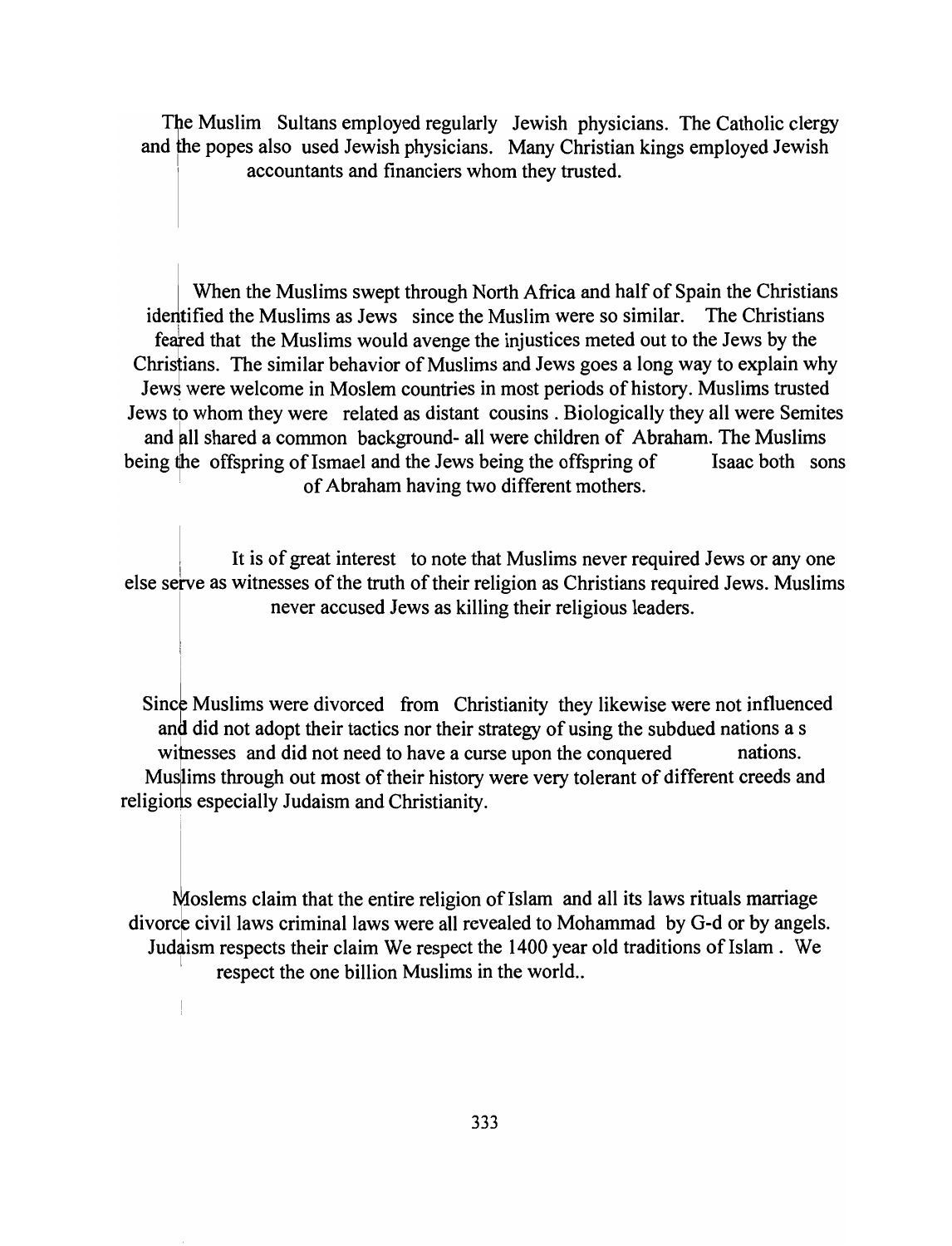The Muslim Sultans employed regularly Jewish physicians. The Catholic clergy and the popes also used Jewish physicians. Many Christian kings employed Jewish accountants and financiers whom they trusted.

When the Muslims swept through North Africa and half of Spain the Christians identified the Muslims as Jews since the Muslim were so similar. The Christians feared that the Muslims would avenge the injustices meted out to the Jews by the Christians. The similar behavior of Muslims and Jews goes a long way to explain why Jews were welcome in Moslem countries in most periods of history. Muslims trusted Jews to whom they were related as distant cousins . Biologically they all were Semites and all shared a common background- all were children of Abraham. The Muslims being the offspring of Ismael and the Jews being the offspring of Isaac both sons of Abraham having two different mothers.

It is of great interest to note that Muslims never required Jews or any one else serve as witnesses of the truth of their religion as Christians required Jews. Muslims never accused Jews as killing their religious leaders.

Since Muslims were divorced from Christianity they likewise were not influenced and did not adopt their tactics nor their strategy of using the subdued nations a s witnesses and did not need to have a curse upon the conquered nations. Muslims through out most of their history were very tolerant of different creeds and religions especially Judaism and Christianity.

Moslems claim that the entire religion of Islam and all its laws rituals marriage divorce civil laws criminal laws were all revealed to Mohammad by G-d or by angels. Judaism respects their claim We respect the 1400 year old traditions of Islam . We respect the one billion Muslims in the world..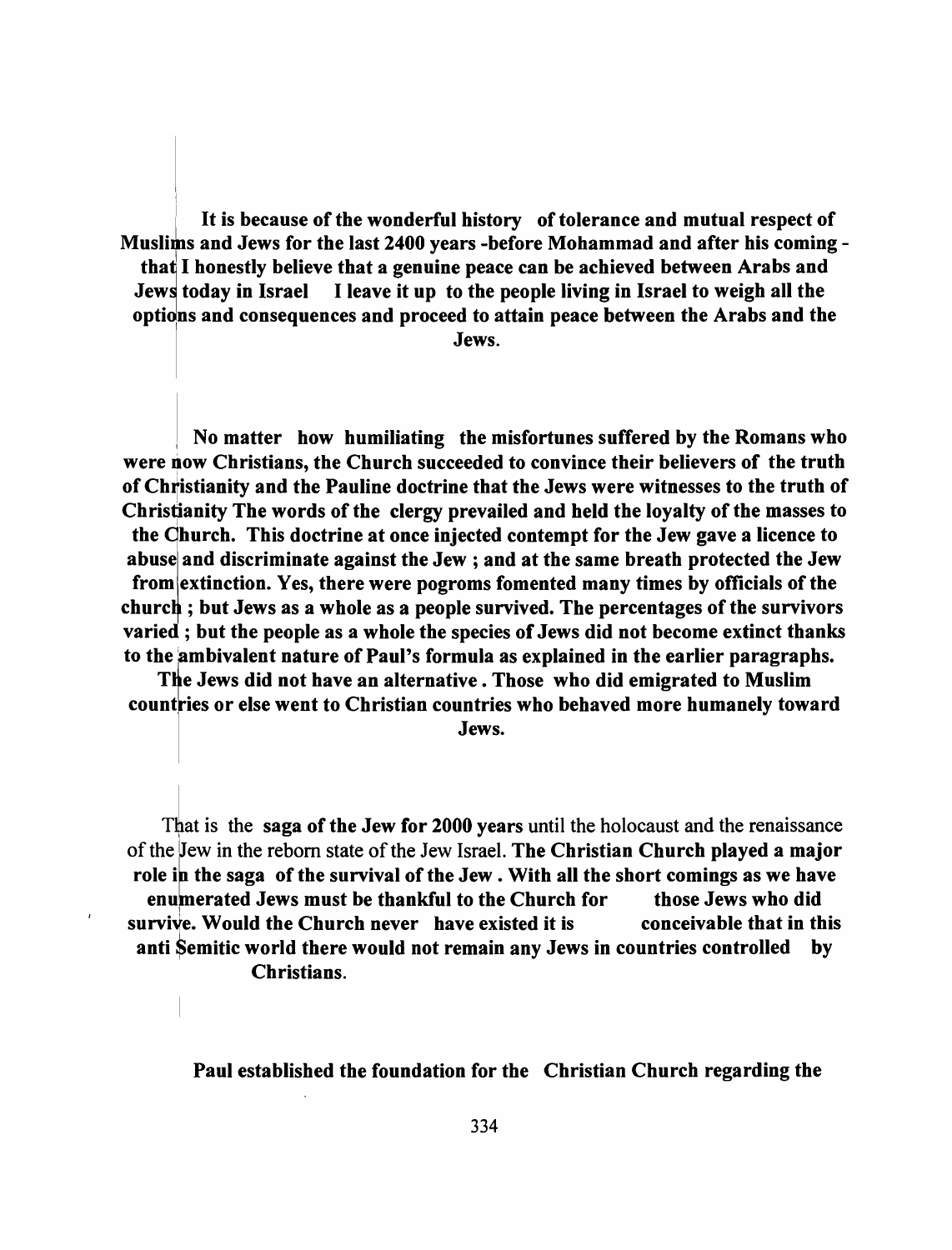**It is because of the wonderful history of tolerance and mutual respect of Muslims and Jews for the last 2400 years -before Mohammad and after his coming - that I honestly believe that a genuine peace can be achieved between Arabs and Jews today in Israel I leave it up to the people living in Israel to weigh all the options and consequences and proceed to attain peace between the Arabs and the Jews.**

**No matter how humiliating the misfortunes suffered by the Romans who were now Christians, the Church succeeded to convince their believers of the truth of Christianity and the Pauline doctrine that the Jews were witnesses to the truth of Christianity The words of the clergy prevailed and held the loyalty of the masses to the Church. This doctrine at once injected contempt for the Jew gave a licence to abuse and discriminate against the Jew ; and at the same breath protected the Jew from extinction. Yes, there were pogroms fomented many times by officials of the church ; but Jews as a whole as a people survived. The percentages of the survivors varied ; but the people as a whole the species of Jews did not become extinct thanks to the ambivalent nature of Paul's formula as explained in the earlier paragraphs. The Jews did not have an alternative . Those who did emigrated to Muslim countries or else went to Christian countries who behaved more humanely toward Jews.**

That is the **saga of the Jew for 2000 years** until the holocaust and the renaissance of the Jew in the reborn state of the Jew Israel. **The Christian Church played a major role in the saga of the survival of the Jew . With all the short comings as we have enumerated Jews must be thankful to the Church for those Jews who did survive. Would the Church never have existed it is conceivable that in this anti Semitic world there would not remain any Jews in countries controlled by Christians.**

**Paul established the foundation for the Christian Church regarding the**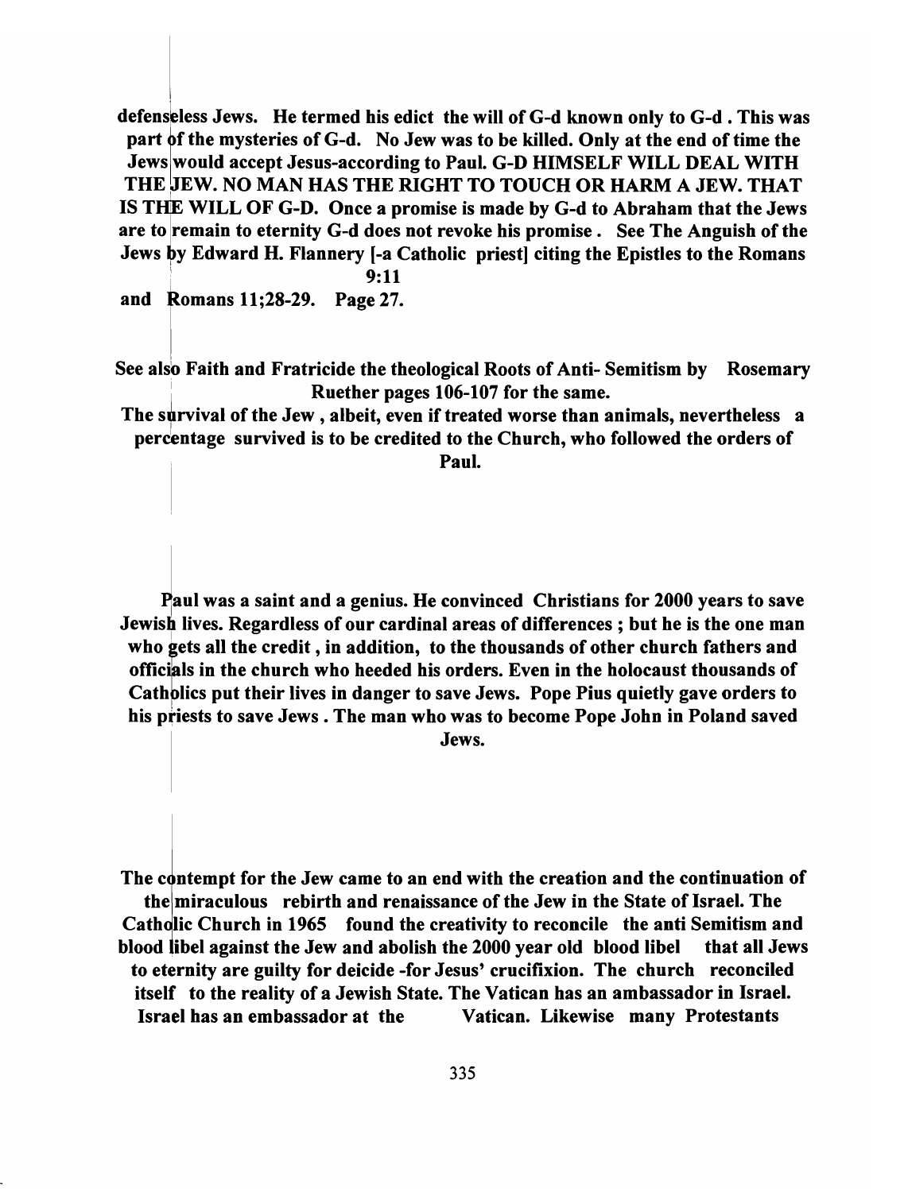**defenseless Jews. He termed his edict the will of G-d known only to G-d . This was part of the mysteries of G-d. No Jew was to be killed. Only at the end of time the Jews would accept Jesus-according to Paul. G-D HIMSELF WILL DEAL WITH THE JEW. NO MAN HAS THE RIGHT TO TOUCH OR HARM A JEW. THAT IS THE WILL OF G-D. Once a promise is made by G-d to Abraham that the Jews are to remain to eternity G-d does not revoke his promise . See The Anguish of the Jews by Edward H. Flannery [-a Catholic priest] citing the Epistles to the Romans 9:11 and Romans 11;28-29. Page 27.**

**See also Faith and Fratricide the theological Roots of Anti- Semitism by Rosemary Ruether pages 106-107 for the same.**

**The survival of the Jew , albeit, even if treated worse than animals, nevertheless a percentage survived is to be credited to the Church, who followed the orders of Paul.**

**Paul was a saint and a genius. He convinced Christians for 2000 years to save Jewish lives. Regardless of our cardinal areas of differences ; but he is the one man who gets all the credit , in addition, to the thousands of other church fathers and officials in the church who heeded his orders. Even in the holocaust thousands of Catholics put their lives in danger to save Jews. Pope Pius quietly gave orders to his priests to save Jews . The man who was to become Pope John in Poland saved Jews.**

**The contempt for the Jew came to an end with the creation and the continuation of the miraculous rebirth and renaissance of the Jew in the State of Israel. The Catholic Church in 1965 found the creativity to reconcile the anti Semitism and blood libel against the Jew and abolish the 2000 year old blood libel that all Jews to eternity are guilty for deicide -for Jesus' crucifixion. The church reconciled itself to the reality of a Jewish State. The Vatican has an ambassador in Israel. Israel has an embassador at the Vatican. Likewise many Protestants**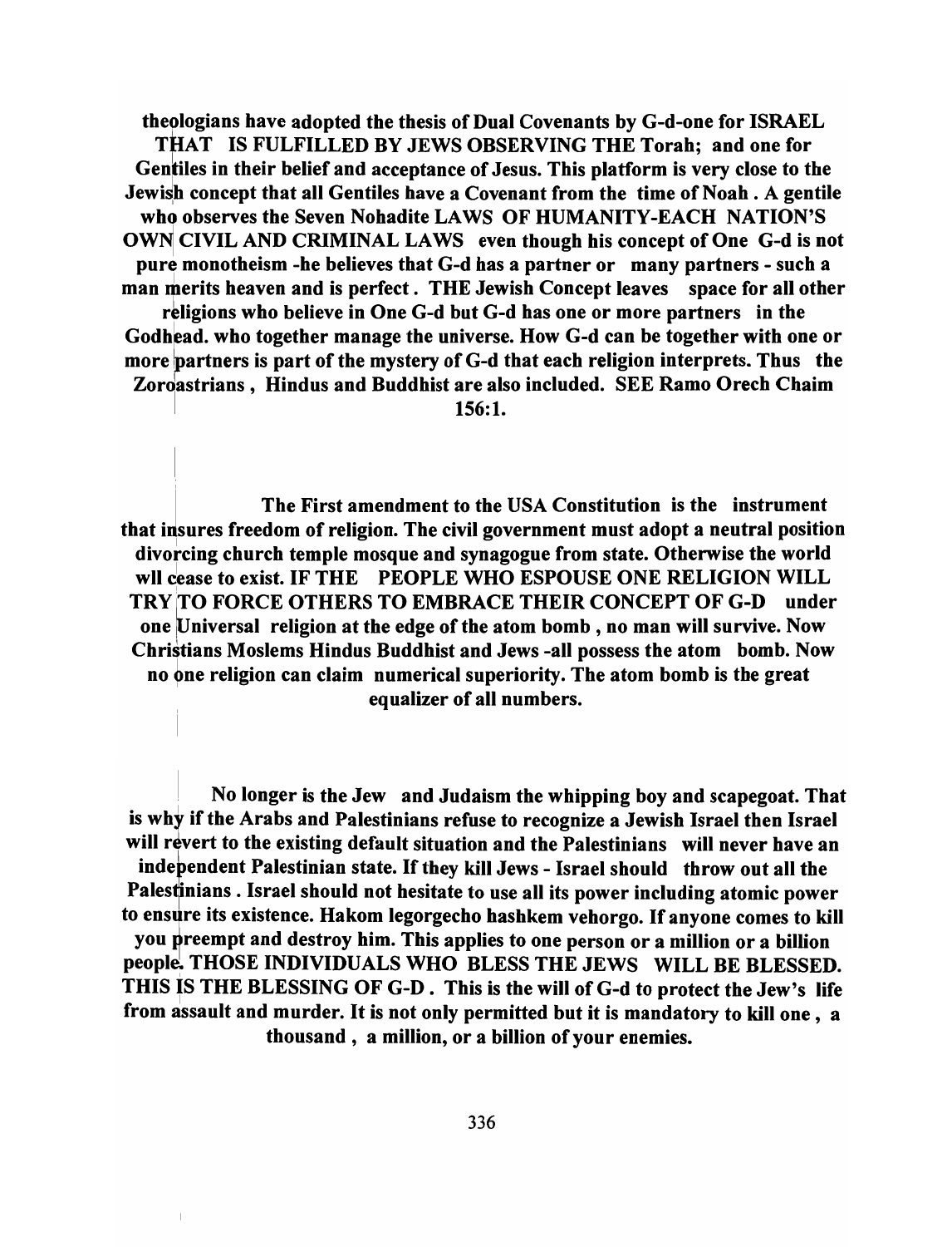**theologians have adopted the thesis of Dual Covenants by G-d-one for ISRAEL THAT IS FULFILLED BY JEWS OBSERVING THE Torah; and one for Gentiles in their belief and acceptance of Jesus. This platform is very close to the Jewish concept that all Gentiles have a Covenant from the time of Noah . A gentile who observes the Seven Nohadite LAWS OF HUMANITY-EACH NATION'S OWN CIVIL AND CRIMINAL LAWS even though his concept of One G-d is not pure monotheism -he believes that G-d has a partner or many partners - such a man merits heaven and is perfect . THE Jewish Concept leaves space for all other religions who believe in One G-d but G-d has one or more partners in the Godhead. who together manage the universe. How G-d can be together with one or more partners is part of the mystery of G-d that each religion interprets. Thus the Zoroastrians , Hindus and Buddhist are also included. SEE Ramo Orech Chaim 156:1.**

**The First amendment to the USA Constitution is the instrument that insures freedom of religion. The civil government must adopt a neutral position divorcing church temple mosque and synagogue from state. Otherwise the world wll cease to exist. IF THE PEOPLE WHO ESPOUSE ONE RELIGION WILL TRY TO FORCE OTHERS TO EMBRACE THEIR CONCEPT OF G-D under one Universal religion at the edge of the atom bomb , no man will survive. Now Christians Moslems Hindus Buddhist and Jews -all possess the atom bomb. Now no one religion can claim numerical superiority. The atom bomb is the great equalizer of all numbers.**

**No longer is the Jew and Judaism the whipping boy and scapegoat. That is why if the Arabs and Palestinians refuse to recognize a Jewish Israel then Israel will revert to the existing default situation and the Palestinians will never have an independent Palestinian state. If they kill Jews - Israel should throw out all the Palestinians . Israel should not hesitate to use all its power including atomic power to ensure its existence. Hakom legorgecho hashkem vehorgo. If anyone comes to kill you preempt and destroy him. This applies to one person or a million or a billion people. THOSE INDIVIDUALS WHO BLESS THE JEWS WILL BE BLESSED. THIS IS THE BLESSING OF G-D . This is the will of G-d to protect the Jew's life from assault and murder. It is not only permitted but it is mandatory to kill one , a thousand , a million, or a billion of your enemies.**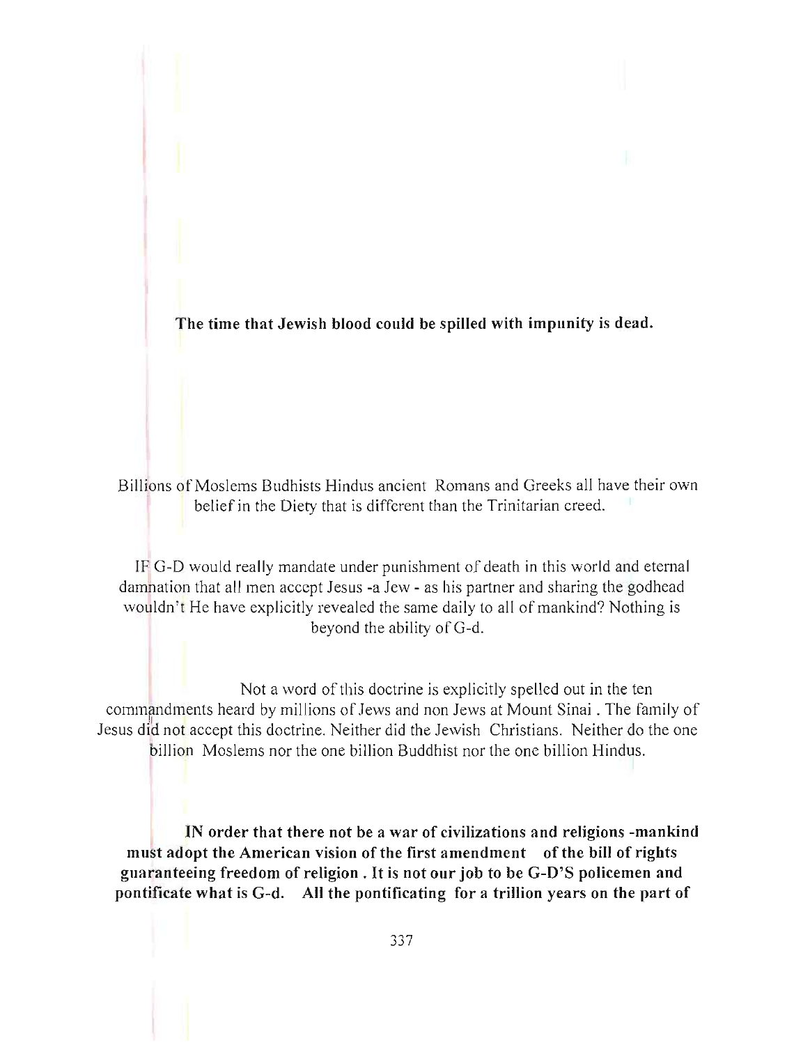**The time that Jewish blood could be spilled with impunity is dead.**

Billions of Moslems Budhists Hindus ancient Romans and Greeks all have their own belief in the Diety that is different than the Trinitarian creed.

IF G-D would really mandate under punishment of death in this world and eternal damnation that all men accept Jesus -a Jew - as his partner and sharing the godhead wouldn't He have explicitly revealed the same daily to all of mankind? Nothing is beyond the ability of G-d.

Not a word of this doctrine is explicitly spelled out in the ten commandments heard by millions of Jews and non Jews at Mount Sinai . The family of Jesus did not accept this doctrine. Neither did the Jewish Christians. Neither do the one billion Moslems nor the one billion Buddhist nor the one billion Hindus.

**IN order that there not be a war of civilizations and religions -mankind must adopt the American vision of the first amendment of the bill of rights guaranteeing freedom of religion . It is not our job to be G-D'S policemen and pontificate what is G-d. All the pontificating for a trillion years on the part of**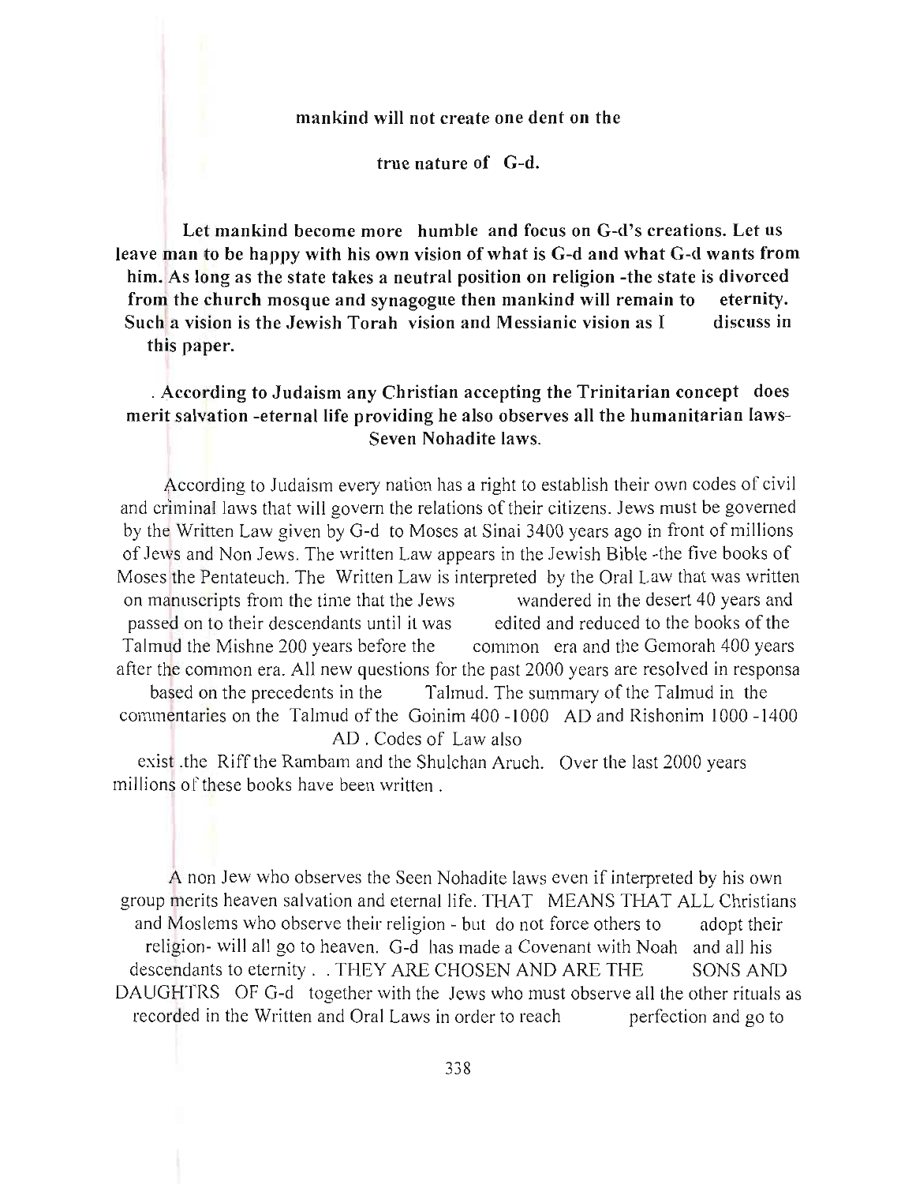**mankind will not create one dent on the**

**true nature of G-d.**

**Let mankind become more humble and focus on G-d's creations. Let us leave man to be happy with his own vision of what is G-d and what G-d wants from him. As long as the state takes a neutral position on religion -the state is divorced from the church mosque and synagogue then mankind will remain to eternity. Such a vision is the Jewish Torah vision and Messianic vision as I discuss in this paper.**

**. According to Judaism any Christian accepting the Trinitarian concept does merit salvation -eternal life providing he also observes all the humanitarian laws- Seven Nohadite laws.**

According to Judaism every nation has a right to establish their own codes of civil and criminal laws that will govern the relations of their citizens. Jews must be governed by the Written Law given by G-d to Moses at Sinai 3400 years ago in front of millions of Jews and Non Jews. The written Law appears in the Jewish Bible -the five books of Moses the Pentateuch. The Written Law is interpreted by the Oral Law that was written on manuscripts from the time that the Jews wandered in the desert 40 years and passed on to their descendants until it was edited and reduced to the books of the Talmud the Mishne 200 years before the common era and the Gemorah 400 years after the common era. All new questions for the past 2000 years are resolved in responsa based on the precedents in the Talmud. The summary of the Talmud in the commentaries on the Talmud of the Goinim 400 -1000 AD and Rishonim 1000 -1400 AD . Codes of Law also exist .the Riff the Rambam and the Shulchan Aruch. Over the last 2000 years millions of these books have been written .

A non Jew who observes the Seen Nohadite laws even if interpreted by his own group merits heaven salvation and eternal life. THAT MEANS THAT ALL Christians and Moslems who observe their religion - but do not force others to adopt their religion- will all go to heaven. G-d has made a Covenant with Noah and all his descendants to eternity . . THEY ARE CHOSEN AND ARE THE SONS AND DAUGHTRS OF G-d together with the Jews who must observe all the other rituals as recorded in the Written and Oral Laws in order to reach perfection and go to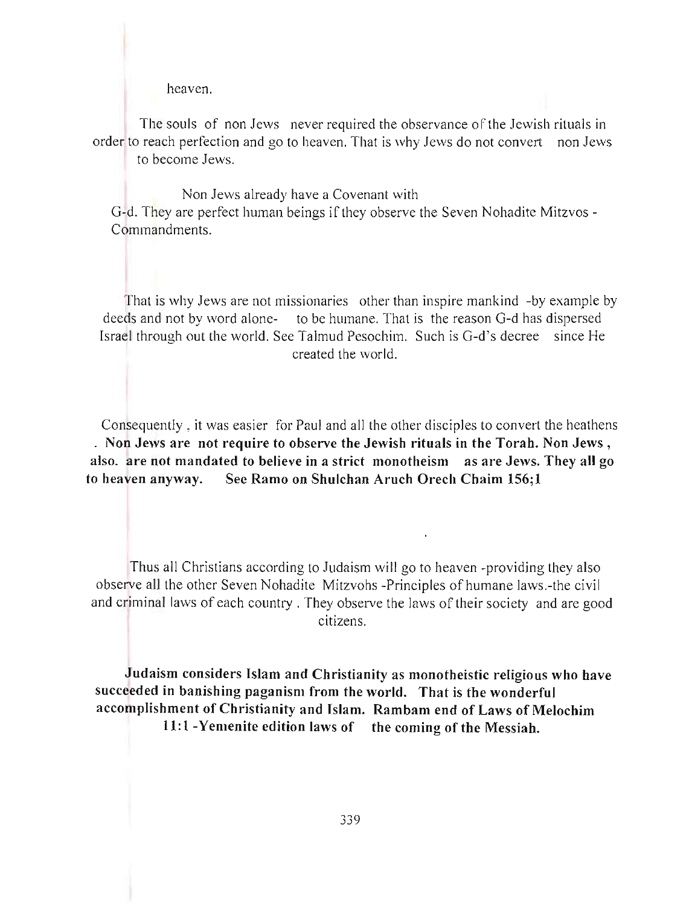heaven.

The souls of non Jews never required the observance of the Jewish rituals in order to reach perfection and go to heaven. That is why Jews do not convert non Jews to become Jews.

Non Jews already have a Covenant with G-d. They are perfect human beings if they observe the Seven Nohadite Mitzvos - Commandments.

That is why Jews are not missionaries other than inspire mankind -by example by deeds and not by word alone- to be humane. That is the reason G-d has dispersed Israel through out the world. See Talmud Pesochim. Such is G-d's decree since He created the world.

Consequently , it was easier for Paul and all the other disciples to convert the heathens . **Non Jews are not require to observe the Jewish rituals in the Torah. Non Jews , also. are not mandated to believe in a strict monotheism as are Jews. They all go to heaven anyway. See Ramo on Shulchan Aruch Orech Chaim 156;1**

Thus all Christians according to Judaism will go to heaven -providing they also observe all the other Seven Nohadite Mitzvohs -Principles of humane laws.-the civil and criminal laws of each country . They observe the laws of their society and are good citizens.

**Judaism considers Islam and Christianity as monotheistic religious who have succeeded in banishing paganism from the world. That is the wonderful accomplishment of Christianity and Islam. Rambam end of Laws of Melochim 11:1 -Yemenite edition laws of the coming of the Messiah.**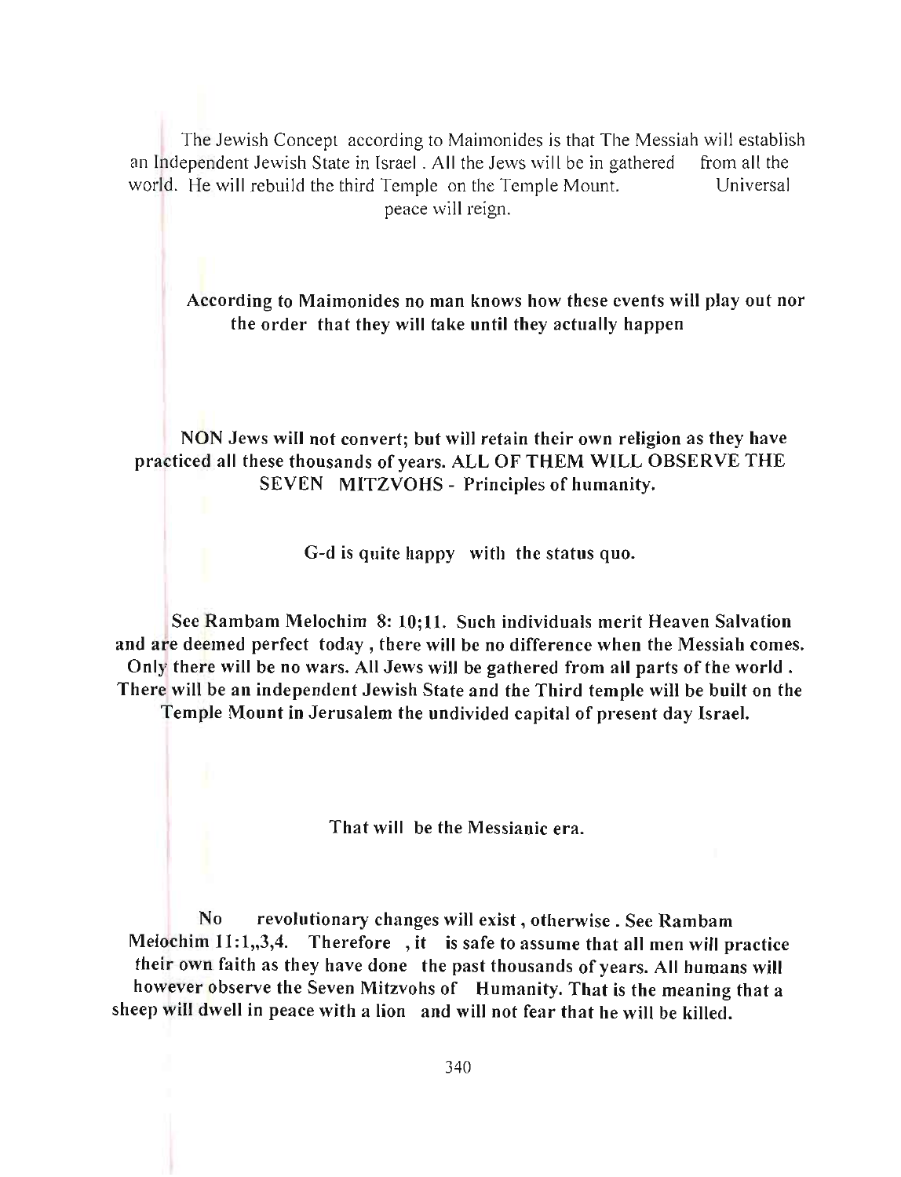The Jewish Concept according to Maimonides is that The Messiah will establish an Independent Jewish State in Israel . All the Jews will be in gathered from all the world. He will rebuild the third Temple on the Temple Mount. Universal peace will reign.

**According to Maimonides no man knows how these events will play out nor the order that they will take until they actually happen**

**NON Jews will not convert; but will retain their own religion as they have practiced all these thousands of years. ALL OF THEM WILL OBSERVE THE SEVEN MITZVOHS - Principles of humanity.**

**G-d is quite happy with the status quo.**

**See Rambam Melochim 8: 10;11. Such individuals merit Heaven Salvation and are deemed perfect today , there will be no difference when the Messiah comes. Only there will be no wars. All Jews will be gathered from all parts of the world . There will be an independent Jewish State and the Third temple will be built on the Temple Mount in Jerusalem the undivided capital of present day Israel.**

**That will be the Messianic era.**

**No revolutionary changes will exist , otherwise . See Rambam Melochim 11:1,,3,4. Therefore , it is safe to assume that all men will practice their own faith as they have done the past thousands of years. All humans will however observe the Seven Mitzvohs of Humanity. That is the meaning that a sheep will dwell in peace with a lion and will not fear that he will be killed.**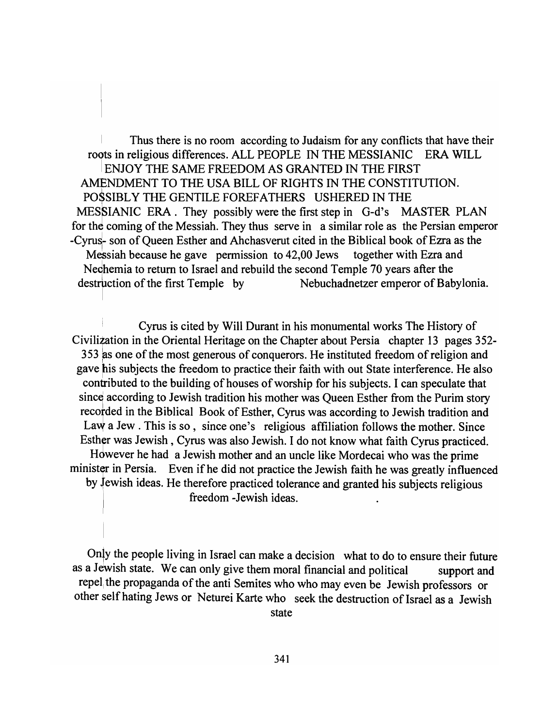Thus there is no room according to Judaism for any conflicts that have their roots in religious differences. ALL PEOPLE IN THE MESSIANIC ERA WILL ENJOY THE SAME FREEDOM AS GRANTED IN THE FIRST AMENDMENT TO THE USA BILL OF RIGHTS IN THE CONSTITUTION. POSSIBLY THE GENTILE FOREFATHERS USHERED IN THE MESSIANIC ERA . They possibly were the first step in G-d's MASTER PLAN for the coming of the Messiah. They thus serve in a similar role as the Persian emperor -Cyrus- son of Queen Esther and Ahchasverut cited in the Biblical book of Ezra as the Messiah because he gave permission to 42,00 Jews together with Ezra and Nechemia to return to Israel and rebuild the second Temple 70 years after the destruction of the first Temple by Nebuchadnetzer emperor of Babylonia.

Cyrus is cited by Will Durant in his monumental works The History of Civilization in the Oriental Heritage on the Chapter about Persia chapter 13 pages 352-353 as one of the most generous of conquerors. He instituted freedom of religion and gave his subjects the freedom to practice their faith with out State interference. He also contributed to the building of houses of worship for his subjects. I can speculate that since according to Jewish tradition his mother was Queen Esther from the Purim story recorded in the Biblical Book of Esther, Cyrus was according to Jewish tradition and Law a Jew . This is so , since one's religious affiliation follows the mother. Since Esther was Jewish , Cyrus was also Jewish. I do not know what faith Cyrus practiced. However he had a Jewish mother and an uncle like Mordecai who was the prime minister in Persia. Even if he did not practice the Jewish faith he was greatly influenced by Jewish ideas. He therefore practiced tolerance and granted his subjects religious freedom -Jewish ideas.

Only the people living in Israel can make a decision what to do to ensure their future as a Jewish state. We can only give them moral financial and political support and repel the propaganda of the anti Semites who who may even be Jewish professors or other self hating Jews or Neturei Karte who seek the destruction of Israel as a Jewish state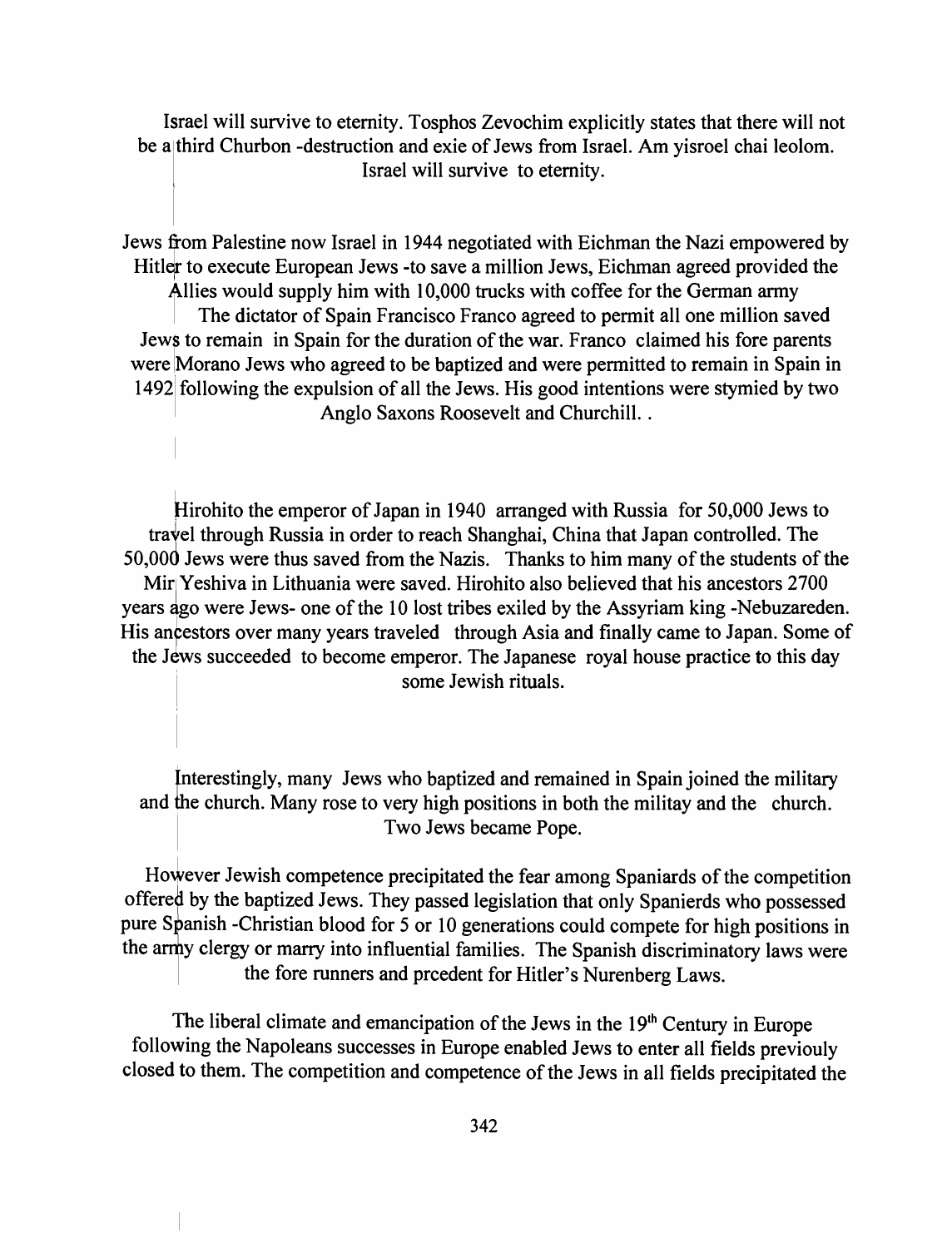Israel will survive to eternity. Tosphos Zevochim explicitly states that there will not be a third Churbon -destruction and exie of Jews from Israel. Am yisroel chai leolom. Israel will survive to eternity.

Jews from Palestine now Israel in 1944 negotiated with Eichman the Nazi empowered by Hitler to execute European Jews -to save a million Jews, Eichman agreed provided the Allies would supply him with 10,000 trucks with coffee for the German army

The dictator of Spain Francisco Franco agreed to permit all one million saved Jews to remain in Spain for the duration of the war. Franco claimed his fore parents were Morano Jews who agreed to be baptized and were permitted to remain in Spain in 1492 following the expulsion of all the Jews. His good intentions were stymied by two Anglo Saxons Roosevelt and Churchill. .

Hirohito the emperor of Japan in 1940 arranged with Russia for 50,000 Jews to travel through Russia in order to reach Shanghai, China that Japan controlled. The 50,000 Jews were thus saved from the Nazis. Thanks to him many of the students of the Mir Yeshiva in Lithuania were saved. Hirohito also believed that his ancestors 2700 years ago were Jews- one of the 10 lost tribes exiled by the Assyriam king -Nebuzareden. His ancestors over many years traveled through Asia and finally came to Japan. Some of the Jews succeeded to become emperor. The Japanese royal house practice to this day some Jewish rituals.

Interestingly, many Jews who baptized and remained in Spain joined the military and the church. Many rose to very high positions in both the militay and the church. Two Jews became Pope.

However Jewish competence precipitated the fear among Spaniards of the competition offered by the baptized Jews. They passed legislation that only Spanierds who possessed pure Spanish -Christian blood for 5 or 10 generations could compete for high positions in the army clergy or marry into influential families. The Spanish discriminatory laws were the fore runners and prcedent for Hitler's Nurenberg Laws.

The liberal climate and emancipation of the Jews in the 19th Century in Europe following the Napoleans successes in Europe enabled Jews to enter all fields previouly closed to them. The competition and competence of the Jews in all fields precipitated the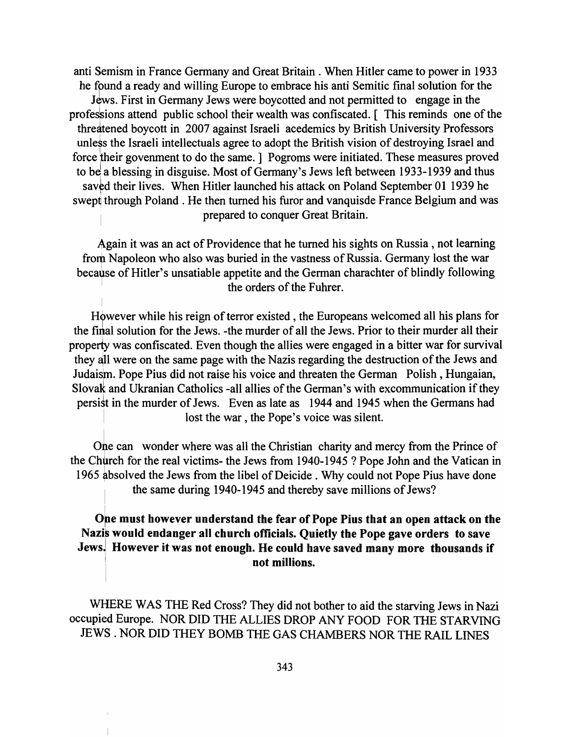anti Semism in France Germany and Great Britain . When Hitler came to power in 1933 he found a ready and willing Europe to embrace his anti Semitic final solution for the Jews. First in Germany Jews were boycotted and not permitted to engage in the professions attend public school their wealth was confiscated. [ This reminds one of the threatened boycott in 2007 against Israeli acedemics by British University Professors unless the Israeli intellectuals agree to adopt the British vision of destroying Israel and force their govenment to do the same. ] Pogroms were initiated. These measures proved to be a blessing in disguise. Most of Germany's Jews left between 1933-1939 and thus saved their lives. When Hitler launched his attack on Poland September 01 1939 he swept through Poland . He then turned his furor and vanquisde France Belgium and was prepared to conquer Great Britain.

Again it was an act of Providence that he turned his sights on Russia , not learning from Napoleon who also was buried in the vastness of Russia. Germany lost the war because of Hitler's unsatiable appetite and the German charachter of blindly following the orders of the Fuhrer.

However while his reign of terror existed , the Europeans welcomed all his plans for the final solution for the Jews. -the murder of all the Jews. Prior to their murder all their property was confiscated. Even though the allies were engaged in a bitter war for survival they all were on the same page with the Nazis regarding the destruction of the Jews and Judaism. Pope Pius did not raise his voice and threaten the German Polish , Hungaian, Slovak and Ukranian Catholics -all allies of the German's with excommunication if they persist in the murder of Jews. Even as late as 1944 and 1945 when the Germans had lost the war , the Pope's voice was silent.

One can wonder where was all the Christian charity and mercy from the Prince of the Church for the real victims- the Jews from 1940-1945 ? Pope John and the Vatican in 1965 absolved the Jews from the libel of Deicide . Why could not Pope Pius have done the same during 1940-1945 and thereby save millions of Jews?

**One must however understand the fear of Pope Pius that an open attack on the Nazis would endanger all church officials. Quietly the Pope gave orders to save Jews. However it was not enough. He could have saved many more thousands if not millions.**

WHERE WAS THE Red Cross? They did not bother to aid the starving Jews in Nazi occupied Europe. NOR DID THE ALLIES DROP ANY FOOD FOR THE STARVING JEWS . NOR DID THEY BOMB THE GAS CHAMBERS NOR THE RAIL LINES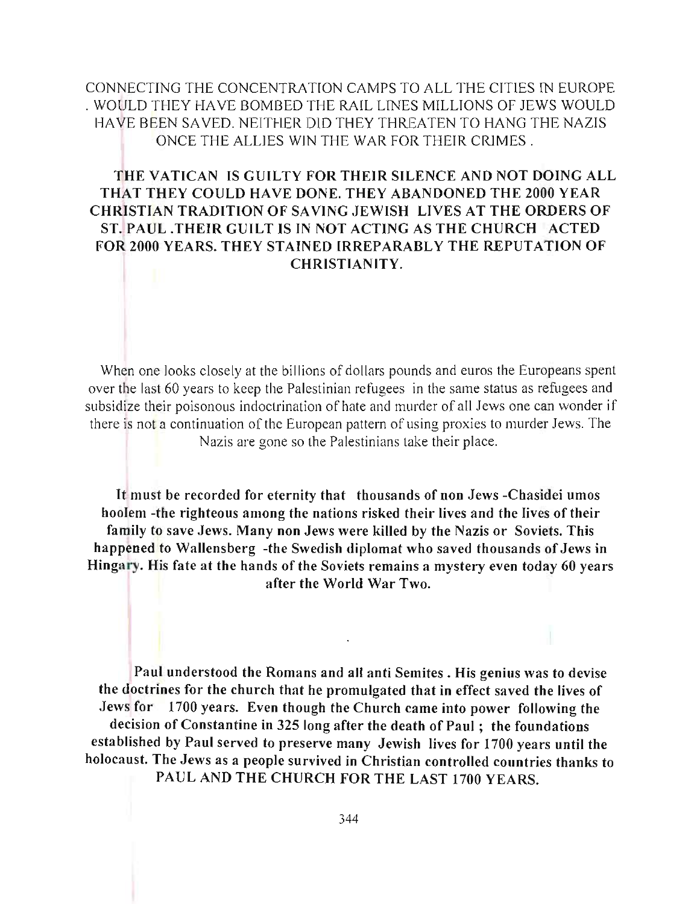CONNECTING THE CONCENTRATION CAMPS TO ALL THE CITIES IN EUROPE . WOULD THEY HAVE BOMBED THE RAIL LINES MILLIONS OF JEWS WOULD HAVE BEEN SAVED. NEITHER DID THEY THREATEN TO HANG THE NAZIS ONCE THE ALLIES WIN THE WAR FOR THEIR CRIMES .

**THE VATICAN IS GUILTY FOR THEIR SILENCE AND NOT DOING ALL THAT THEY COULD HAVE DONE. THEY ABANDONED THE 2000 YEAR CHRISTIAN TRADITION OF SAVING JEWISH LIVES AT THE ORDERS OF ST. PAUL .THEIR GUILT IS IN NOT ACTING AS THE CHURCH ACTED FOR 2000 YEARS. THEY STAINED IRREPARABLY THE REPUTATION OF CHRISTIANITY.**

When one looks closely at the billions of dollars pounds and euros the Europeans spent over the last 60 years to keep the Palestinian refugees in the same status as refugees and subsidize their poisonous indoctrination of hate and murder of all Jews one can wonder if there is not a continuation of the European pattern of using proxies to murder Jews. The Nazis are gone so the Palestinians take their place.

**It must be recorded for eternity that thousands of non Jews -Chasidei umos hoolem -the righteous among the nations risked their lives and the lives of their family to save Jews. Many non Jews were killed by the Nazis or Soviets. This happened to Wallensberg -the Swedish diplomat who saved thousands of Jews in Hingary. His fate at the hands of the Soviets remains a mystery even today 60 years after the World War Two.**

**Paul understood the Romans and all anti Semites . His genius was to devise the doctrines for the church that he promulgated that in effect saved the lives of Jews for 1700 years. Even though the Church came into power following the decision of Constantine in 325 long after the death of Paul ; the foundations established by Paul served to preserve many Jewish lives for 1700 years until the holocaust. The Jews as a people survived in Christian controlled countries thanks to PAUL AND THE CHURCH FOR THE LAST 1700 YEARS.**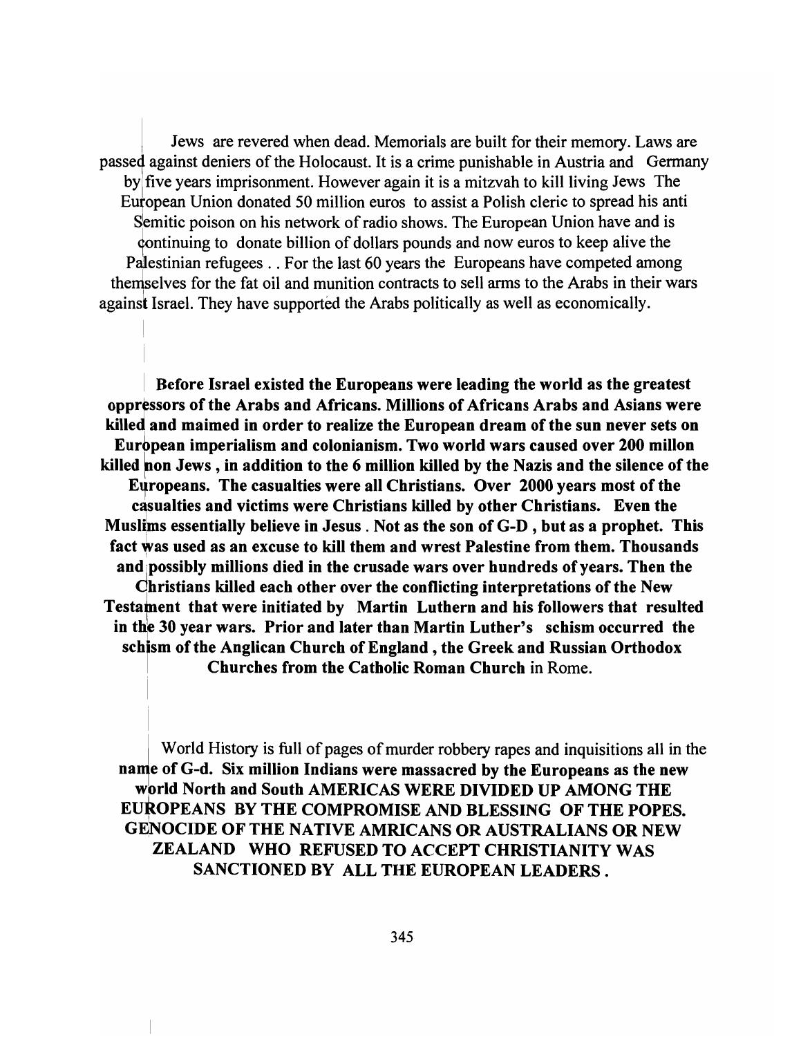Jews are revered when dead. Memorials are built for their memory. Laws are passed against deniers of the Holocaust. It is a crime punishable in Austria and Germany by five years imprisonment. However again it is a mitzvah to kill living Jews The European Union donated 50 million euros to assist a Polish cleric to spread his anti Semitic poison on his network of radio shows. The European Union have and is continuing to donate billion of dollars pounds and now euros to keep alive the Palestinian refugees . . For the last 60 years the Europeans have competed among themselves for the fat oil and munition contracts to sell arms to the Arabs in their wars against Israel. They have supported the Arabs politically as well as economically.

**Before Israel existed the Europeans were leading the world as the greatest oppressors of the Arabs and Africans. Millions of Africans Arabs and Asians were killed and maimed in order to realize the European dream of the sun never sets on European imperialism and colonianism. Two world wars caused over 200 millon killed non Jews , in addition to the 6 million killed by the Nazis and the silence of the Europeans. The casualties were all Christians. Over 2000 years most of the casualties and victims were Christians killed by other Christians. Even the Muslims essentially believe in Jesus . Not as the son of G-D , but as a prophet. This fact was used as an excuse to kill them and wrest Palestine from them. Thousands and possibly millions died in the crusade wars over hundreds of years. Then the Christians killed each other over the conflicting interpretations of the New Testament that were initiated by Martin Luthern and his followers that resulted in the 30 year wars. Prior and later than Martin Luther's schism occurred the schism of the Anglican Church of England , the Greek and Russian Orthodox Churches from the Catholic Roman Church** in Rome.

World History is full of pages of murder robbery rapes and inquisitions all in the **name of G-d. Six million Indians were massacred by the Europeans as the new world North and South AMERICAS WERE DIVIDED UP AMONG THE EUROPEANS BY THE COMPROMISE AND BLESSING OF THE POPES. GENOCIDE OF THE NATIVE AMRICANS OR AUSTRALIANS OR NEW ZEALAND WHO REFUSED TO ACCEPT CHRISTIANITY WAS SANCTIONED BY ALL THE EUROPEAN LEADERS .**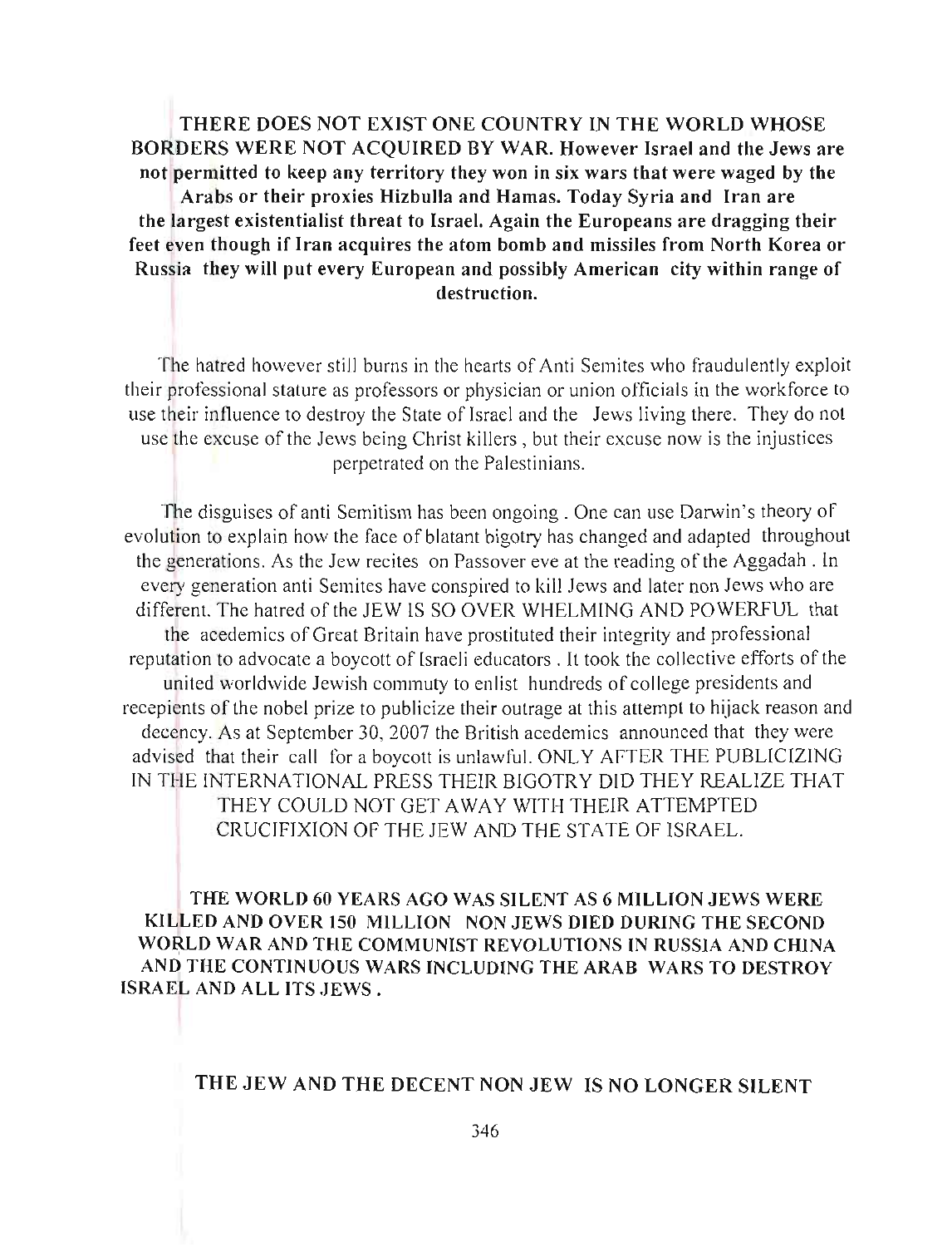**THERE DOES NOT EXIST ONE COUNTRY IN THE WORLD WHOSE BORDERS WERE NOT ACQUIRED BY WAR. However Israel and the Jews are not permitted to keep any territory they won in six wars that were waged by the Arabs or their proxies Hizbulla and Hamas. Today Syria and Iran are the largest existentialist threat to Israel. Again the Europeans are dragging their feet even though if Iran acquires the atom bomb and missiles from North Korea or Russia they will put every European and possibly American city within range of destruction.**

The hatred however still burns in the hearts of Anti Semites who fraudulently exploit their professional stature as professors or physician or union officials in the workforce to use their influence to destroy the State of Israel and the Jews living there. They do not use the excuse of the Jews being Christ killers , but their excuse now is the injustices perpetrated on the Palestinians.

The disguises of anti Semitism has been ongoing . One can use Darwin's theory of evolution to explain how the face of blatant bigotry has changed and adapted throughout the generations. As the Jew recites on Passover eve at the reading of the Aggadah . In every generation anti Semites have conspired to kill Jews and later non Jews who are different. The hatred of the JEW IS SO OVER WHELMING AND POWERFUL that the acedemics of Great Britain have prostituted their integrity and professional reputation to advocate a boycott of Israeli educators . It took the collective efforts of the united worldwide Jewish commuty to enlist hundreds of college presidents and recepients of the nobel prize to publicize their outrage at this attempt to hijack reason and decency. As at September 30, 2007 the British acedemics announced that they were advised that their call for a boycott is unlawful. ONLY AFTER THE PUBLICIZING IN THE INTERNATIONAL PRESS THEIR BIGOTRY DID THEY REALIZE THAT THEY COULD NOT GET AWAY WITH THEIR ATTEMPTED CRUCIFIXION OF THE JEW AND THE STATE OF ISRAEL.

**THE WORLD 60 YEARS AGO WAS SILENT AS 6 MILLION JEWS WERE KILLED AND OVER 150 MILLION NON JEWS DIED DURING THE SECOND WORLD WAR AND THE COMMUNIST REVOLUTIONS IN RUSSIA AND CHINA AND THE CONTINUOUS WARS INCLUDING THE ARAB WARS TO DESTROY ISRAEL AND ALL ITS JEWS .**

**THE JEW AND THE DECENT NON JEW IS NO LONGER SILENT**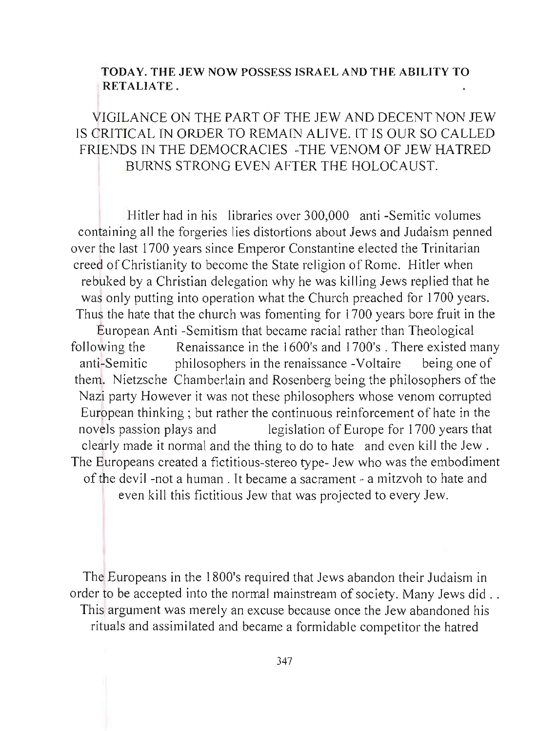**TODAY. THE JEW NOW POSSESS ISRAEL AND THE ABILITY TO RETALIATE .**

VIGILANCE ON THE PART OF THE JEW AND DECENT NON JEW IS CRITICAL IN ORDER TO REMAIN ALIVE. IT IS OUR SO CALLED FRIENDS IN THE DEMOCRACIES -THE VENOM OF JEW HATRED BURNS STRONG EVEN AFTER THE HOLOCAUST.

Hitler had in his libraries over 300,000 anti -Semitic volumes containing all the forgeries lies distortions about Jews and Judaism penned over the last 1700 years since Emperor Constantine elected the Trinitarian creed of Christianity to become the State religion of Rome. Hitler when rebuked by a Christian delegation why he was killing Jews replied that he was only putting into operation what the Church preached for 1700 years. Thus the hate that the church was fomenting for 1700 years bore fruit in the European Anti -Semitism that became racial rather than Theological following the Renaissance in the 1600's and 1700's . There existed many anti-Semitic philosophers in the renaissance -Voltaire being one of them. Nietzsche Chamberlain and Rosenberg being the philosophers of the Nazi party However it was not these philosophers whose venom corrupted European thinking ; but rather the continuous reinforcement of hate in the novels passion plays and legislation of Europe for 1700 years that clearly made it normal and the thing to do to hate and even kill the Jew . The Europeans created a fictitious-stereo type- Jew who was the embodiment of the devil -not a human . It became a sacrament - a mitzvoh to hate and even kill this fictitious Jew that was projected to every Jew.

The Europeans in the 1800's required that Jews abandon their Judaism in order to be accepted into the normal mainstream of society. Many Jews did . . This argument was merely an excuse because once the Jew abandoned his rituals and assimilated and became a formidable competitor the hatred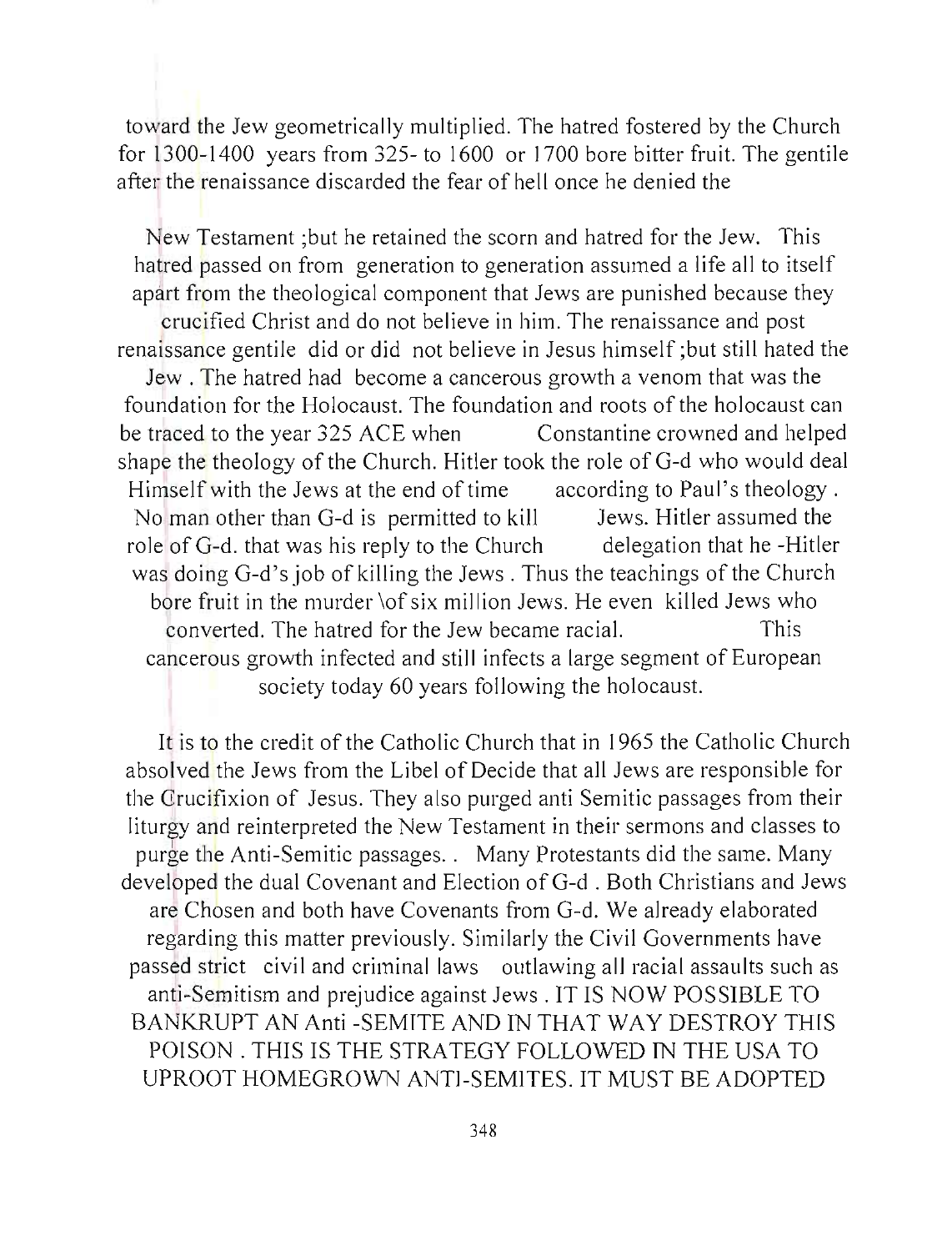toward the Jew geometrically multiplied. The hatred fostered by the Church for 1300-1400 years from 325- to 1600 or 1700 bore bitter fruit. The gentile after the renaissance discarded the fear of hell once he denied the

New Testament ;but he retained the scorn and hatred for the Jew. This hatred passed on from generation to generation assumed a life all to itself apart from the theological component that Jews are punished because they crucified Christ and do not believe in him. The renaissance and post renaissance gentile did or did not believe in Jesus himself ;but still hated the Jew . The hatred had become a cancerous growth a venom that was the foundation for the Holocaust. The foundation and roots of the holocaust can be traced to the year 325 ACE when Constantine crowned and helped shape the theology of the Church. Hitler took the role of G-d who would deal Himself with the Jews at the end of time according to Paul's theology . No man other than G-d is permitted to kill Jews. Hitler assumed the role of G-d. that was his reply to the Church delegation that he -Hitler was doing G-d's job of killing the Jews . Thus the teachings of the Church bore fruit in the murder \of six million Jews. He even killed Jews who converted. The hatred for the Jew became racial. This cancerous growth infected and still infects a large segment of European society today 60 years following the holocaust.

It is to the credit of the Catholic Church that in 1965 the Catholic Church absolved the Jews from the Libel of Decide that all Jews are responsible for the Crucifixion of Jesus. They also purged anti Semitic passages from their liturgy and reinterpreted the New Testament in their sermons and classes to purge the Anti-Semitic passages. . Many Protestants did the same. Many developed the dual Covenant and Election of G-d . Both Christians and Jews are Chosen and both have Covenants from G-d. We already elaborated regarding this matter previously. Similarly the Civil Governments have passed strict civil and criminal laws outlawing all racial assaults such as anti-Semitism and prejudice against Jews . IT IS NOW POSSIBLE TO BANKRUPT AN Anti -SEMITE AND IN THAT WAY DESTROY THIS POISON . THIS IS THE STRATEGY FOLLOWED IN THE USA TO UPROOT HOMEGROWN ANTI-SEMITES. IT MUST BE ADOPTED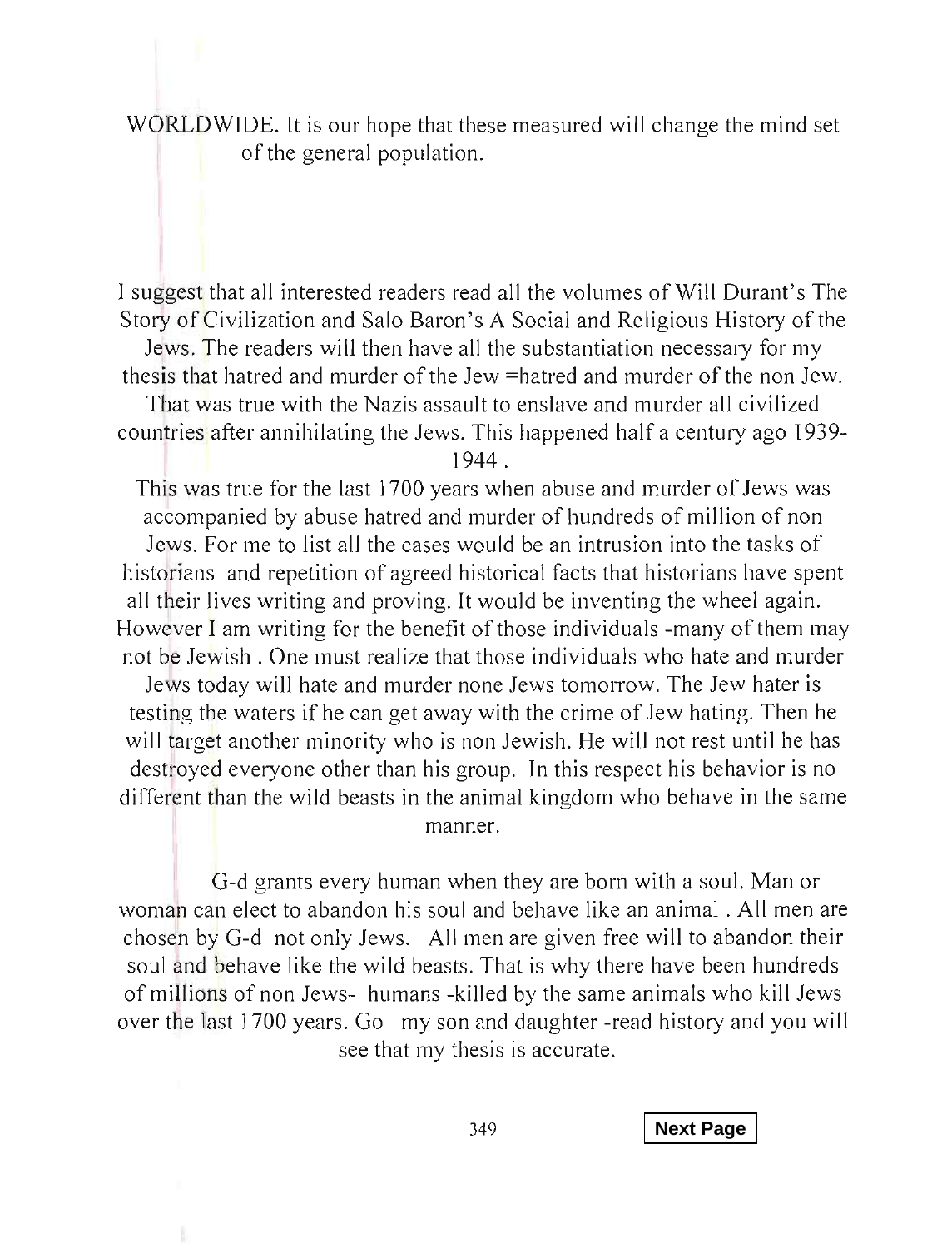WORLDWIDE. It is our hope that these measured will change the mind set of the general population.

I suggest that all interested readers read all the volumes of Will Durant's The Story of Civilization and Salo Baron's A Social and Religious History of the Jews. The readers will then have all the substantiation necessary for my thesis that hatred and murder of the Jew =hatred and murder of the non Jew. That was true with the Nazis assault to enslave and murder all civilized countries after annihilating the Jews. This happened half a century ago 1939-1944 .

This was true for the last 1700 years when abuse and murder of Jews was accompanied by abuse hatred and murder of hundreds of million of non Jews. For me to list all the cases would be an intrusion into the tasks of historians and repetition of agreed historical facts that historians have spent all their lives writing and proving. It would be inventing the wheel again. However I am writing for the benefit of those individuals -many of them may not be Jewish . One must realize that those individuals who hate and murder Jews today will hate and murder none Jews tomorrow. The Jew hater is testing the waters if he can get away with the crime of Jew hating. Then he will target another minority who is non Jewish. He will not rest until he has destroyed everyone other than his group. In this respect his behavior is no different than the wild beasts in the animal kingdom who behave in the same manner.

G-d grants every human when they are born with a soul. Man or woman can elect to abandon his soul and behave like an animal . All men are chosen by G-d not only Jews. All men are given free will to abandon their soul and behave like the wild beasts. That is why there have been hundreds of millions of non Jews- humans -killed by the same animals who kill Jews over the last 1700 years. Go my son and daughter -read history and you will see that my thesis is accurate.

**Next Page**